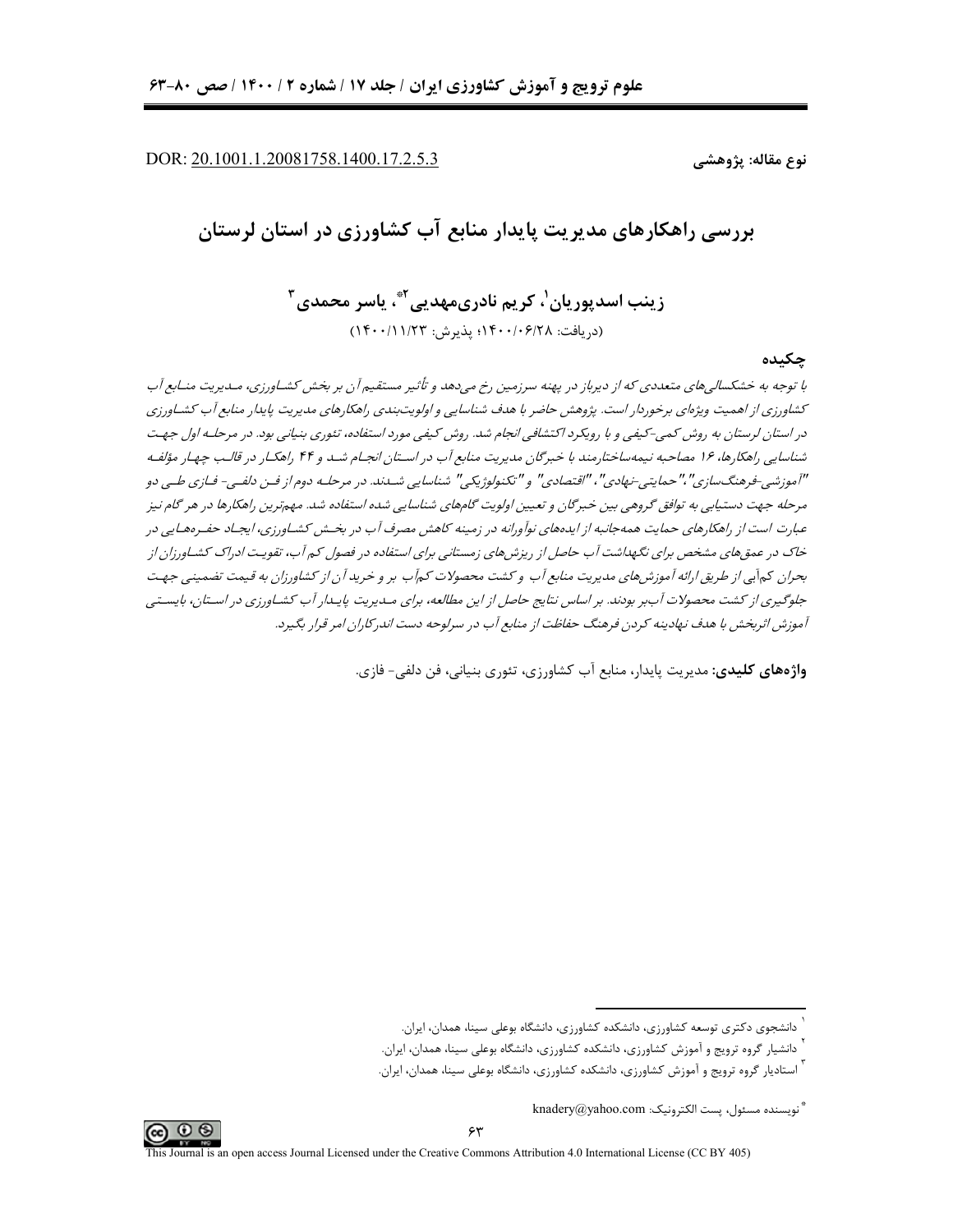DOR: 20.1001.1.20081758.1400.17.2.5.3

**نوع مقاله: پژوهشی**

# بررسی راهکارهای مدیریت پایدار منابع آب کشاورزی در استان لرستان

**زینب اسدپوریان[1]، کریم نادری‌مهدیی[2*]، یاسر محمدی[3]**

(دریافت: ۱۴۰۰/۰۶/۲۸؛ پذیرش: ۱۴۰۰/۱۱/۲۳)

## چکیده

*با توجه به خشکسالی‌های متعددی که از دیرباز در پهنه سرزمین رخ می‌دهد و تأثیر مستقیم آن بر بخش کشاورزی، مدیریت منابع آب کشاورزی از اهمیت ویژه‌ای برخوردار است. پژوهش حاضر با هدف شناسایی و اولویت‌بندی راهکارهای مدیریت پایدار منابع آب کشاورزی در استان لرستان به روش کمی-کیفی و با رویکرد اکتشافی انجام شد. روش کیفی مورد استفاده، تئوری بنیانی بود. در مرحله اول جهت شناسایی راهکارها، ۱۶ مصاحبه نیمه‌ساختارمند با خبرگان مدیریت منابع آب در استان انجام شد و ۴۴ راهکار در قالب چهار مؤلفه "آموزشی-فرهنگ‌سازی"، "حمایتی-نهادی"، "اقتصادی" و "تکنولوژیکی" شناسایی شدند. در مرحله دوم از فن دلفی- فازی طی دو مرحله جهت دستیابی به توافق گروهی بین خبرگان و تعیین اولویت گام‌های شناسایی شده استفاده شد. مهم‌ترین راهکارها در هر گام نیز عبارت است از راهکارهای حمایت همه‌جانبه از ایده‌های نوآورانه در زمینه کاهش مصرف آب در بخش کشاورزی، ایجاد حفره‌هایی در خاک در عمق‌های مشخص برای نگهداشت آب حاصل از ریزش‌های زمستانی برای استفاده در فصول کم آب، تقویت ادراک کشاورزان از بحران کم‌آبی از طریق ارائه آموزش‌های مدیریت منابع آب و کشت محصولات کم‌آب بر و خرید آن از کشاورزان به قیمت تضمینی جهت جلوگیری از کشت محصولات آب‌بر بودند. بر اساس نتایج حاصل از این مطالعه، برای مدیریت پایدار آب کشاورزی در استان، بایستی آموزش اثربخش با هدف نهادینه کردن فرهنگ حفاظت از منابع آب در سرلوحه دست اندرکاران امر قرار بگیرد.*

**واژه‌های کلیدی:** مدیریت پایدار، منابع آب کشاورزی، تئوری بنیانی، فن دلفی- فازی.

---

[1] دانشجوی دکتری توسعه کشاورزی، دانشکده کشاورزی، دانشگاه بوعلی سینا، همدان، ایران.

[2] دانشیار گروه ترویج و آموزش کشاورزی، دانشکده کشاورزی، دانشگاه بوعلی سینا، همدان، ایران.

[3] استادیار گروه ترویج و آموزش کشاورزی، دانشکده کشاورزی، دانشگاه بوعلی سینا، همدان، ایران.

[*] نویسنده مسئول، پست الکترونیک: knadery@yahoo.com

This Journal is an open access Journal Licensed under the Creative Commons Attribution 4.0 International License (CC BY 405)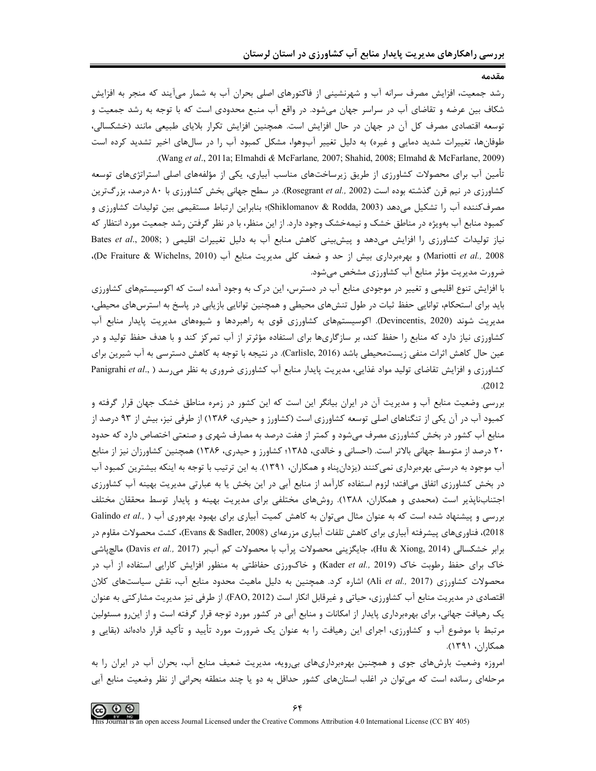## مقدمه

رشد جمعیت، افزایش مصرف سرانه آب و شهرنشینی از فاکتورهای اصلی بحران آب به شمار می‌آیند که منجر به افزایش شکاف بین عرضه و تقاضای آب در سراسر جهان می‌شود. در واقع آب منبع محدودی است که با توجه به رشد جمعیت و توسعه اقتصادی مصرف کل آن در جهان در حال افزایش است. همچنین افزایش تکرار بلایای طبیعی مانند (خشکسالی، طوفان‌ها، تغییرات شدید دمایی و غیره) به دلیل تغییر آب‌وهوا، مشکل کمبود آب را در سال‌های اخیر تشدید کرده است (Wang *et al*., 2011a; Elmahdi & McFarlane, 2007; Shahid, 2008; Elmahd & McFarlane, 2009).

تأمین آب برای محصولات کشاورزی از طریق زیرساخت‌های مناسب آبیاری، یکی از مؤلفه‌های اصلی استراتژی‌های توسعه کشاورزی در نیم قرن گذشته بوده است (Rosegrant *et al.,* 2002). در سطح جهانی بخش کشاورزی با ۸۰ درصد، بزرگ‌ترین مصرف‌کننده آب را تشکیل می‌دهد (Shiklomanov & Rodda, 2003)؛ بنابراین ارتباط مستقیمی بین تولیدات کشاورزی و کمبود منابع آب به‌ویژه در مناطق خشک و نیمه‌خشک وجود دارد. از این منظر، با در نظر گرفتن رشد جمعیت مورد انتظار که نیاز تولیدات کشاورزی را افزایش می‌دهد و پیش‌بینی کاهش منابع آب به دلیل تغییرات اقلیمی (Bates *et al*., 2008; Mariotti *et al.,* 2008) و بهره‌برداری بیش از حد و ضعف کلی مدیریت منابع آب (De Fraiture & Wichelns, 2010)، ضرورت مدیریت مؤثر منابع آب کشاورزی مشخص می‌شود.

با افزایش تنوع اقلیمی و تغییر در موجودی منابع آب در دسترس، این درک به وجود آمده است که اکوسیستم‌های کشاورزی باید برای استحکام، توانایی حفظ ثبات در طول تنش‌های محیطی و همچنین توانایی بازیابی در پاسخ به استرس‌های محیطی، مدیریت شوند (Devincentis, 2020). اکوسیستم‌های کشاورزی قوی به راهبردها و شیوه‌های مدیریت پایدار منابع آب کشاورزی نیاز دارد که منابع را حفظ کند، بر سازگاری‌ها برای استفاده مؤثرتر از آب تمرکز کند و با هدف حفظ تولید و در عین حال کاهش اثرات منفی زیست‌محیطی باشد (Carlisle, 2016). در نتیجه با توجه به کاهش دسترسی به آب شیرین برای کشاورزی و افزایش تقاضای تولید مواد غذایی، مدیریت پایدار منابع آب کشاورزی ضروری به نظر می‌رسد (Panigrahi *et al*., 2012).

بررسی وضعیت منابع آب و مدیریت آن در ایران بیانگر این است که این کشور در زمره مناطق خشک جهان قرار گرفته و کمبود آب در آن یکی از تنگناهای اصلی توسعه کشاورزی است (کشاورز و حیدری، ۱۳۸۶) از طرفی نیز، بیش از ۹۳ درصد از منابع آب کشور در بخش کشاورزی مصرف می‌شود و کمتر از هفت درصد به مصارف شهری و صنعتی اختصاص دارد که حدود ۲۰ درصد از متوسط جهانی بالاتر است. (احسانی و خالدی، ۱۳۸۵؛ کشاورز و حیدری، ۱۳۸۶) همچنین کشاورزان نیز از منابع آب موجود به درستی بهره‌برداری نمی‌کنند (یزدان‌پناه و همکاران، ۱۳۹۱). به این ترتیب با توجه به اینکه بیشترین کمبود آب در بخش کشاورزی اتفاق می‌افتد؛ لزوم استفاده کارآمد از منابع آبی در این بخش یا به عبارتی مدیریت بهینه آب کشاورزی اجتناب‌ناپذیر است (محمدی و همکاران، ۱۳۸۸). روش‌های مختلفی برای مدیریت بهینه و پایدار توسط محققان مختلف بررسی و پیشنهاد شده است که به عنوان مثال می‌توان به کاهش کمیت آبیاری برای بهبود بهره‌وری آب (Galindo *et al.,* 2018)، فناوری‌های پیشرفته آبیاری برای کاهش تلفات آبیاری مزرعه‌ای (Evans & Sadler, 2008)، کشت محصولات مقاوم در برابر خشکسالی (Hu & Xiong, 2014)، جایگزینی محصولات پرآب با محصولات کم آب‌بر (Davis *et al.,* 2017) مالچ‌پاشی خاک برای حفظ رطوبت خاک (Kader *et al.,* 2019) و خاک‌ورزی حفاظتی به منظور افزایش کارایی استفاده از آب در محصولات کشاورزی (Ali *et al.,* 2017) اشاره کرد. همچنین به دلیل ماهیت محدود منابع آب، نقش سیاست‌های کلان اقتصادی در مدیریت منابع آب کشاورزی، حیاتی و غیرقابل انکار است (FAO, 2012). از طرفی نیز مدیریت مشارکتی به عنوان یک رهیافت جهانی، برای بهره‌برداری پایدار از امکانات و منابع آبی در کشور مورد توجه قرار گرفته است و از این‌رو مسئولین مرتبط با موضوع آب و کشاورزی، اجرای این رهیافت را به عنوان یک ضرورت مورد تأیید و تأکید قرار داده‌اند (بقایی و همکاران، ۱۳۹۱).

امروزه وضعیت بارش‌های جوی و همچنین بهره‌برداری‌های بی‌رویه، مدیریت ضعیف منابع آب، بحران آب در ایران را به مرحله‌ای رسانده است که می‌توان در اغلب استان‌های کشور حداقل به دو یا چند منطقه بحرانی از نظر وضعیت منابع آبی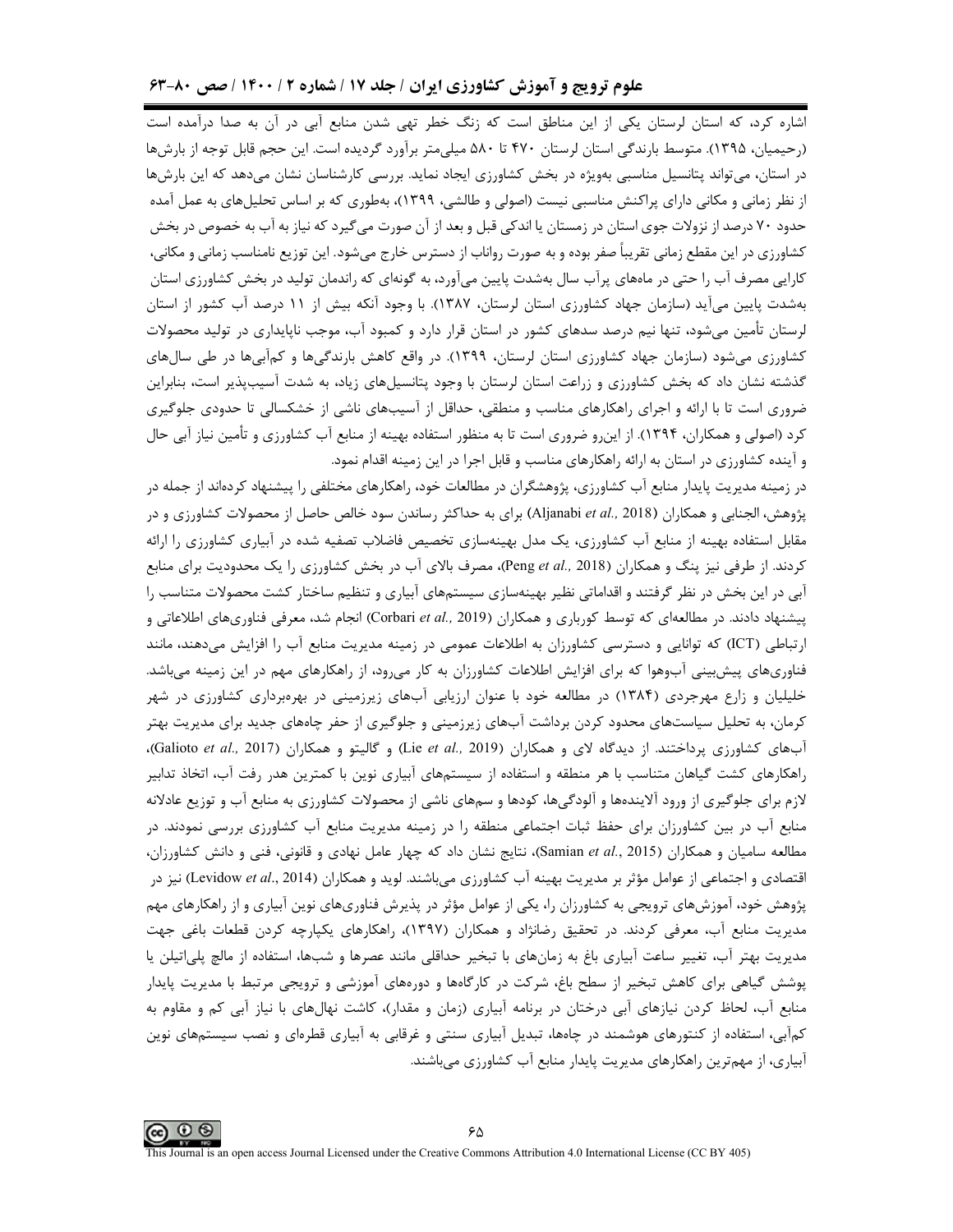اشاره کرد، که استان لرستان یکی از این مناطق است که زنگ خطر تهی شدن منابع آبی در آن به صدا درآمده است (رحیمیان، ۱۳۹۵). متوسط بارندگی استان لرستان ۴۷۰ تا ۵۸۰ میلی‌متر برآورد گردیده است. این حجم قابل توجه از بارش‌ها در استان، می‌تواند پتانسیل مناسبی به‌ویژه در بخش کشاورزی ایجاد نماید. بررسی کارشناسان نشان می‌دهد که این بارش‌ها از نظر زمانی و مکانی دارای پراکنش مناسبی نیست (اصولی و طالشی، ۱۳۹۹)، به‌طوری که بر اساس تحلیل‌های به عمل آمده حدود ۷۰ درصد از نزولات جوی استان در زمستان یا اندکی قبل و بعد از آن صورت می‌گیرد که نیاز به آب به خصوص در بخش کشاورزی در این مقطع زمانی تقریباً صفر بوده و به صورت رواناب از دسترس خارج می‌شود. این توزیع نامناسب زمانی و مکانی، کارایی مصرف آب را حتی در ماه‌های پرآب سال به‌شدت پایین می‌آورد، به گونه‌ای که راندمان تولید در بخش کشاورزی استان به‌شدت پایین می‌آید (سازمان جهاد کشاورزی استان لرستان، ۱۳۸۷). با وجود آنکه بیش از ۱۱ درصد آب کشور از استان لرستان تأمین می‌شود، تنها نیم درصد سدهای کشور در استان قرار دارد و کمبود آب، موجب ناپایداری در تولید محصولات کشاورزی می‌شود (سازمان جهاد کشاورزی استان لرستان، ۱۳۹۹). در واقع کاهش بارندگی‌ها و کم‌آبی‌ها در طی سال‌های گذشته نشان داد که بخش کشاورزی و زراعت استان لرستان با وجود پتانسیل‌های زیاد، به شدت آسیب‌پذیر است، بنابراین ضروری است تا با ارائه و اجرای راهکارهای مناسب و منطقی، حداقل از آسیب‌های ناشی از خشکسالی تا حدودی جلوگیری کرد (اصولی و همکاران، ۱۳۹۴). از این‌رو ضروری است تا به منظور استفاده بهینه از منابع آب کشاورزی و تأمین نیاز آبی حال و آینده کشاورزی در استان به ارائه راهکارهای مناسب و قابل اجرا در این زمینه اقدام نمود.

در زمینه مدیریت پایدار منابع آب کشاورزی، پژوهشگران در مطالعات خود، راهکارهای مختلفی را پیشنهاد کرده‌اند از جمله در پژوهش، الجنابی و همکاران (Aljanabi *et al.*, 2018) برای به حداکثر رساندن سود خالص حاصل از محصولات کشاورزی و در مقابل استفاده بهینه از منابع آب کشاورزی، یک مدل بهینه‌سازی تخصیص فاضلاب تصفیه شده در آبیاری کشاورزی را ارائه کردند. از طرفی نیز پنگ و همکاران (Peng *et al.*, 2018)، مصرف بالای آب در بخش کشاورزی را یک محدودیت برای منابع آبی در این بخش در نظر گرفتند و اقداماتی نظیر بهینه‌سازی سیستم‌های آبیاری و تنظیم ساختار کشت محصولات متناسب را پیشنهاد دادند. در مطالعه‌ای که توسط کورباری و همکاران (Corbari *et al.*, 2019) انجام شد، معرفی فناوری‌های اطلاعاتی و ارتباطی (ICT) که توانایی و دسترسی کشاورزان به اطلاعات عمومی در زمینه مدیریت منابع آب را افزایش می‌دهند، مانند فناوری‌های پیش‌بینی آب‌وهوا که برای افزایش اطلاعات کشاورزان به کار می‌رود، از راهکارهای مهم در این زمینه می‌باشد. خلیلیان و زارع مهرجردی (۱۳۸۴) در مطالعه خود با عنوان ارزیابی آب‌های زیرزمینی در بهره‌برداری کشاورزی در شهر کرمان، به تحلیل سیاست‌های محدود کردن برداشت آب‌های زیرزمینی و جلوگیری از حفر چاه‌های جدید برای مدیریت بهتر آب‌های کشاورزی پرداختند. از دیدگاه لای و همکاران (Lie *et al.*, 2019) و گالیتو و همکاران (Galioto *et al.*, 2017)، راهکارهای کشت گیاهان متناسب با هر منطقه و استفاده از سیستم‌های آبیاری نوین با کمترین هدر رفت آب، اتخاذ تدابیر لازم برای جلوگیری از ورود آلاینده‌ها و آلودگی‌ها، کودها و سم‌های ناشی از محصولات کشاورزی به منابع آب و توزیع عادلانه منابع آب در بین کشاورزان برای حفظ ثبات اجتماعی منطقه را در زمینه مدیریت منابع آب کشاورزی بررسی نمودند. در مطالعه سامیان و همکاران (Samian *et al.*, 2015)، نتایج نشان داد که چهار عامل نهادی و قانونی، فنی و دانش کشاورزان، اقتصادی و اجتماعی از عوامل مؤثر بر مدیریت بهینه آب کشاورزی می‌باشند. لوید و همکاران (Levidow *et al.*, 2014) نیز در پژوهش خود، آموزش‌های ترویجی به کشاورزان را، یکی از عوامل مؤثر در پذیرش فناوری‌های نوین آبیاری و از راهکارهای مهم مدیریت منابع آب، معرفی کردند. در تحقیق رضانژاد و همکاران (۱۳۹۷)، راهکارهای یکپارچه کردن قطعات باغی جهت مدیریت بهتر آب، تغییر ساعت آبیاری باغ به زمان‌های با تبخیر حداقلی مانند عصرها و شب‌ها، استفاده از مالچ پلی‌اتیلن یا پوشش گیاهی برای کاهش تبخیر از سطح باغ، شرکت در کارگاه‌ها و دوره‌های آموزشی و ترویجی مرتبط با مدیریت پایدار منابع آب، لحاظ کردن نیازهای آبی درختان در برنامه آبیاری (زمان و مقدار)، کاشت نهال‌های با نیاز آبی کم و مقاوم به کم‌آبی، استفاده از کنتورهای هوشمند در چاه‌ها، تبدیل آبیاری سنتی و غرقابی به آبیاری قطره‌ای و نصب سیستم‌های نوین آبیاری، از مهم‌ترین راهکارهای مدیریت پایدار منابع آب کشاورزی می‌باشند.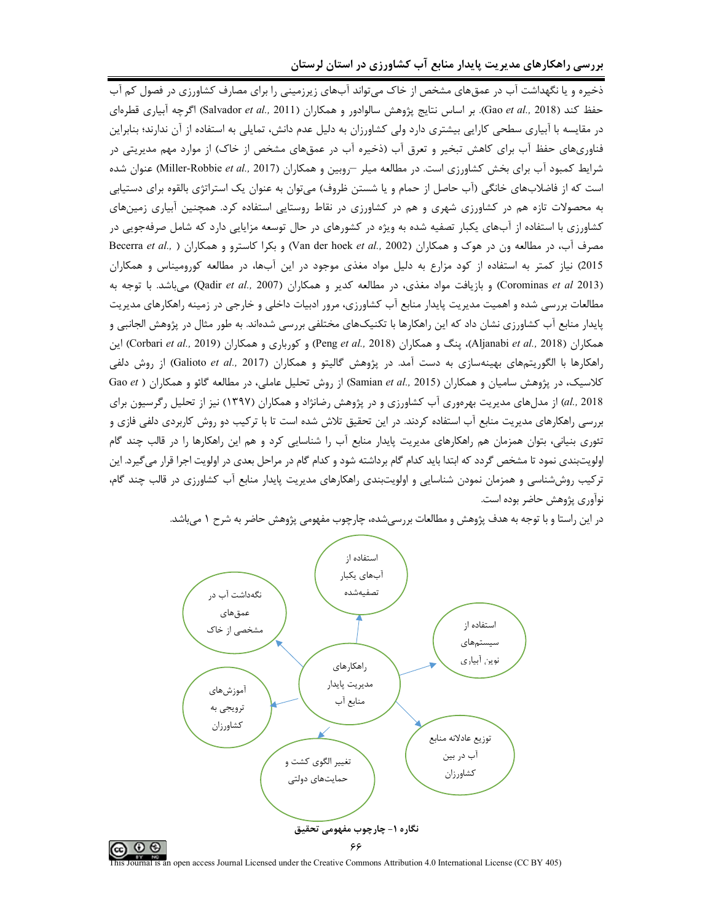ذخیره و یا نگهداشت آب در عمق‌های مشخص از خاک می‌تواند آب‌های زیرزمینی را برای مصارف کشاورزی در فصول کم آب حفظ کند (Gao *et al.*, 2018). بر اساس نتایج پژوهش سالوادور و همکاران (Salvador *et al.*, 2011) اگرچه آبیاری قطره‌ای در مقایسه با آبیاری سطحی کارایی بیشتری دارد ولی کشاورزان به دلیل عدم دانش، تمایلی به استفاده از آن ندارند؛ بنابراین فناوری‌های حفظ آب برای کاهش تبخیر و تعرق آب (ذخیره آب در عمق‌های مشخص از خاک) از موارد مهم مدیریتی در شرایط کمبود آب برای بخش کشاورزی است. در مطالعه میلر –روبین و همکاران (Miller-Robbie *et al.*, 2017) عنوان شده است که از فاضلاب‌های خانگی (آب حاصل از حمام و یا شستن ظروف) می‌توان به عنوان یک استراتژی بالقوه برای دستیابی به محصولات تازه هم در کشاورزی شهری و هم در کشاورزی در نقاط روستایی استفاده کرد. همچنین آبیاری زمین‌های کشاورزی با استفاده از آب‌های یکبار تصفیه شده به ویژه در کشورهای در حال توسعه مزایایی دارد که شامل صرفه‌جویی در مصرف آب، در مطالعه ون در هوک و همکاران (Van der hoek *et al.*, 2002) و بکرا کاسترو و همکاران ( Becerra *et al.*, 2015) نیاز کمتر به استفاده از کود مزارع به دلیل مواد مغذی موجود در این آب‌ها، در مطالعه کورومیناس و همکاران (Corominas *et al* 2013) و بازیافت مواد مغذی، در مطالعه کدیر و همکاران (Qadir *et al.*, 2007) می‌باشد. با توجه به مطالعات بررسی شده و اهمیت مدیریت پایدار منابع آب کشاورزی، مرور ادبیات داخلی و خارجی در زمینه راهکارهای مدیریت پایدار منابع آب کشاورزی نشان داد که این راهکارها با تکنیک‌های مختلفی بررسی شده‌اند. به طور مثال در پژوهش الجانبی و همکاران (Aljanabi *et al.*, 2018)، پنگ و همکاران (Peng *et al.*, 2018) و کورباری و همکاران (Corbari *et al.*, 2019) این راهکارها با الگوریتم‌های بهینه‌سازی به دست آمد. در پژوهش گالیتو و همکاران (Galioto *et al.*, 2017) از روش دلفی کلاسیک، در پژوهش سامیان و همکاران (Samian *et al.*, 2015) از روش تحلیل عاملی، در مطالعه گائو و همکاران ( Gao *et al.*, 2018) از مدل‌های مدیریت بهره‌وری آب کشاورزی و در پژوهش رضانژاد و همکاران (۱۳۹۷) نیز از تحلیل رگرسیون برای بررسی راهکارهای مدیریت منابع آب استفاده کردند. در این تحقیق تلاش شده است تا با ترکیب دو روش کاربردی دلفی فازی و تئوری بنیانی، بتوان همزمان هم راهکارهای مدیریت پایدار منابع آب را شناسایی کرد و هم این راهکارها را در قالب چند گام اولویت‌بندی نمود تا مشخص گردد که ابتدا باید کدام گام برداشته شود و کدام گام در مراحل بعدی در اولویت اجرا قرار می‌گیرد. این ترکیب روش‌شناسی و همزمان نمودن شناسایی و اولویت‌بندی راهکارهای مدیریت پایدار منابع آب کشاورزی در قالب چند گام، نوآوری پژوهش حاضر بوده است.

در این راستا و با توجه به هدف پژوهش و مطالعات بررسی‌شده، چارچوب مفهومی پژوهش حاضر به شرح ۱ می‌باشد.

- راهکارهای مدیریت پایدار منابع آب
  - استفاده از آب‌های یکبار تصفیه‌شده
  - استفاده از سیستم‌های نوین آبیاری
  - توزیع عادلانه منابع آب در بین کشاورزان
  - تغییر الگوی کشت و حمایت‌های دولتی
  - آموزش‌های ترویجی به کشاورزان
  - نگهداشت آب در عمق‌های مشخصی از خاک

**نگاره ۱- چارچوب مفهومی تحقیق**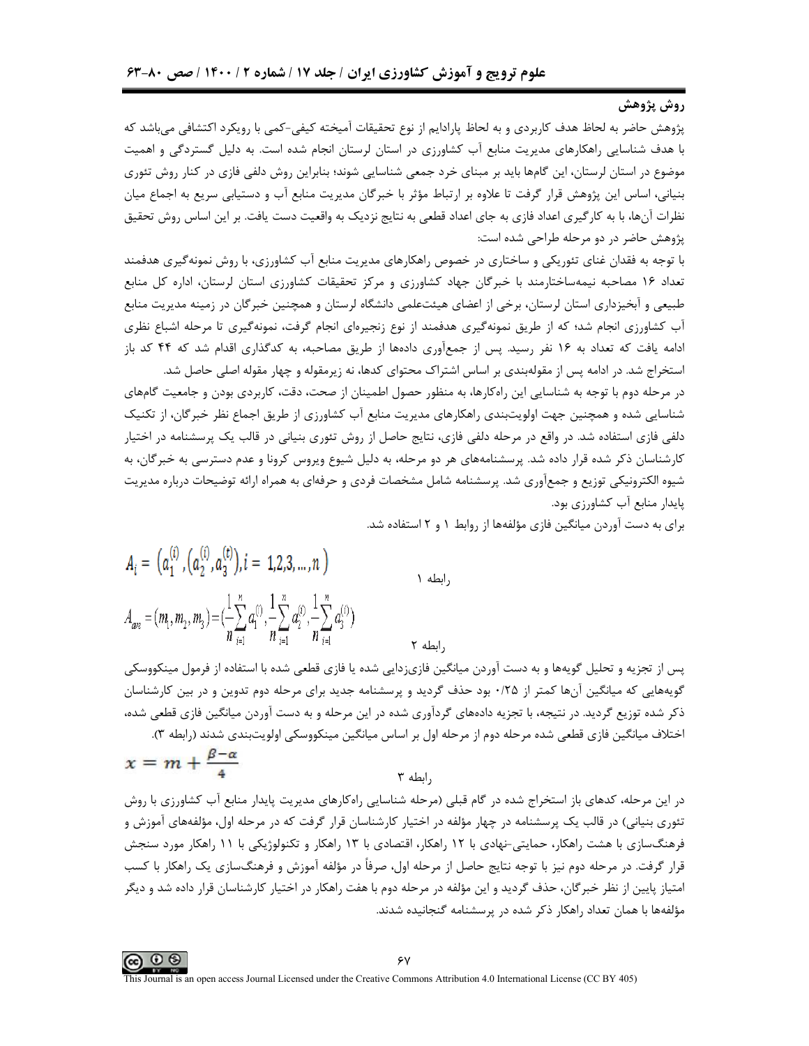## روش پژوهش

پژوهش حاضر به لحاظ هدف کاربردی و به لحاظ پارادایم از نوع تحقیقات آمیخته کیفی-کمی با رویکرد اکتشافی می‌باشد که با هدف شناسایی راهکارهای مدیریت منابع آب کشاورزی در استان لرستان انجام شده است. به دلیل گستردگی و اهمیت موضوع در استان لرستان، این گام‌ها باید بر مبنای خرد جمعی شناسایی شوند؛ بنابراین روش دلفی فازی در کنار روش تئوری بنیانی، اساس این پژوهش قرار گرفت تا علاوه بر ارتباط مؤثر با خبرگان مدیریت منابع آب و دستیابی سریع به اجماع میان نظرات آن‌ها، با به کارگیری اعداد فازی به جای اعداد قطعی به نتایج نزدیک به واقعیت دست یافت. بر این اساس روش تحقیق پژوهش حاضر در دو مرحله طراحی شده است:

با توجه به فقدان غنای تئوریکی و ساختاری در خصوص راهکارهای مدیریت منابع آب کشاورزی، با روش نمونه‌گیری هدفمند تعداد ۱۶ مصاحبه نیمه‌ساختارمند با خبرگان جهاد کشاورزی و مرکز تحقیقات کشاورزی استان لرستان، اداره کل منابع طبیعی و آبخیزداری استان لرستان، برخی از اعضای هیئت‌علمی دانشگاه لرستان و همچنین خبرگان در زمینه مدیریت منابع آب کشاورزی انجام شد؛ که از طریق نمونه‌گیری هدفمند از نوع زنجیره‌ای انجام گرفت، نمونه‌گیری تا مرحله اشباع نظری ادامه یافت که تعداد به ۱۶ نفر رسید. پس از جمع‌آوری داده‌ها از طریق مصاحبه، به کدگذاری اقدام شد که ۴۴ کد باز استخراج شد. در ادامه پس از مقوله‌بندی بر اساس اشتراک محتوای کدها، نه زیرمقوله و چهار مقوله اصلی حاصل شد.

در مرحله دوم با توجه به شناسایی این راه‌کارها، به منظور حصول اطمینان از صحت، دقت، کاربردی بودن و جامعیت گام‌های شناسایی شده و همچنین جهت اولویت‌بندی راهکارهای مدیریت منابع آب کشاورزی از طریق اجماع نظر خبرگان، از تکنیک دلفی فازی استفاده شد. در واقع در مرحله دلفی فازی، نتایج حاصل از روش تئوری بنیانی در قالب یک پرسشنامه در اختیار کارشناسان ذکر شده قرار داده شد. پرسشنامه‌های هر دو مرحله، به دلیل شیوع ویروس کرونا و عدم دسترسی به خبرگان، به شیوه الکترونیکی توزیع و جمع‌آوری شد. پرسشنامه شامل مشخصات فردی و حرفه‌ای به همراه ارائه توضیحات درباره مدیریت پایدار منابع آب کشاورزی بود.

برای به دست آوردن میانگین فازی مؤلفه‌ها از روابط ۱ و ۲ استفاده شد.

$$A_i = \left(a_1^{(i)}, \left(a_2^{(i)}, a_3^{(t)}\right), i = 1,2,3,\dots,n\right)$$ رابطه ۱

$$A_{ave} = (m_1, m_2, m_3) = \left(\frac{1}{n}\sum_{i=1}^{n} a_1^{(i)}, \frac{1}{n}\sum_{i=1}^{n} a_2^{(i)}, \frac{1}{n}\sum_{i=1}^{n} a_3^{(i)}\right)$$ رابطه ۲

پس از تجزیه و تحلیل گویه‌ها و به دست آوردن میانگین فازی‌زدایی شده یا فازی قطعی شده با استفاده از فرمول مینکووسکی گویه‌هایی که میانگین آن‌ها کمتر از ۰/۲۵ بود حذف گردید و پرسشنامه جدید برای مرحله دوم تدوین و در بین کارشناسان ذکر شده توزیع گردید. در نتیجه، با تجزیه داده‌های گردآوری شده در این مرحله و به دست آوردن میانگین فازی قطعی شده، اختلاف میانگین فازی قطعی شده مرحله دوم از مرحله اول بر اساس میانگین مینکووسکی اولویت‌بندی شدند (رابطه ۳).

$$x = m + \frac{\beta - \alpha}{4}$$ رابطه ۳

در این مرحله، کدهای باز استخراج شده در گام قبلی (مرحله شناسایی راه‌کارهای مدیریت پایدار منابع آب کشاورزی با روش تئوری بنیانی) در قالب یک پرسشنامه در چهار مؤلفه در اختیار کارشناسان قرار گرفت که در مرحله اول، مؤلفه‌های آموزش و فرهنگ‌سازی با هشت راهکار، حمایتی-نهادی با ۱۲ راهکار، اقتصادی با ۱۳ راهکار و تکنولوژیکی با ۱۱ راهکار مورد سنجش قرار گرفت. در مرحله دوم نیز با توجه به نتایج حاصل از مرحله اول، صرفاً در مؤلفه آموزش و فرهنگ‌سازی یک راهکار با کسب امتیاز پایین از نظر خبرگان، حذف گردید و این مؤلفه در مرحله دوم با هفت راهکار در اختیار کارشناسان قرار داده شد و دیگر مؤلفه‌ها با همان تعداد راهکار ذکر شده در پرسشنامه گنجانیده شدند.

This Journal is an open access Journal Licensed under the Creative Commons Attribution 4.0 International License (CC BY 405)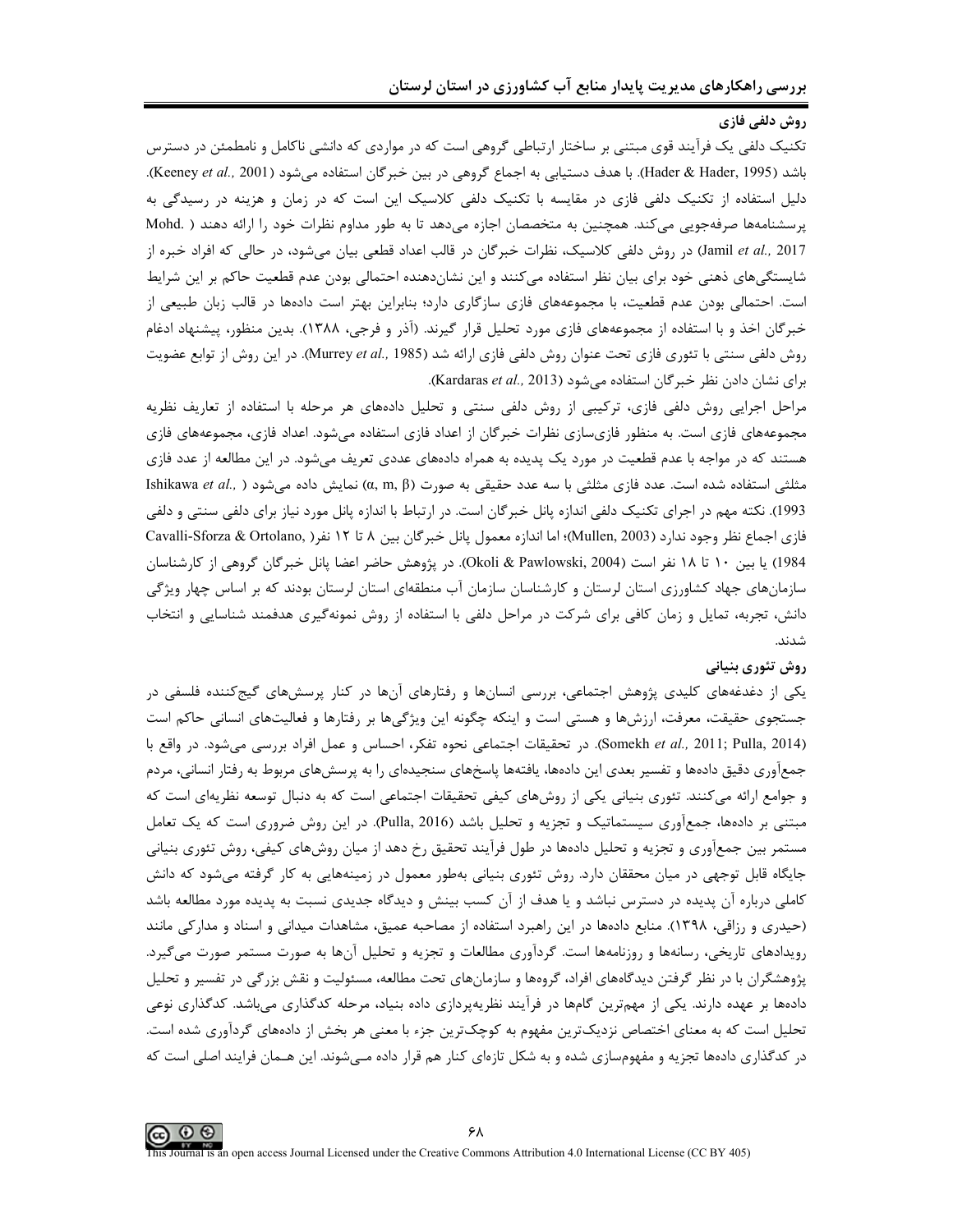### روش دلفی فازی

تکنیک دلفی یک فرآیند قوی مبتنی بر ساختار ارتباطی گروهی است که در مواردی که دانشی ناکامل و نامطمئن در دسترس باشد (Hader & Hader, 1995). با هدف دستیابی به اجماع گروهی در بین خبرگان استفاده می‌شود (Keeney *et al.,* 2001). دلیل استفاده از تکنیک دلفی فازی در مقایسه با تکنیک دلفی کلاسیک این است که در زمان و هزینه در رسیدگی به پرسشنامه‌ها صرفه‌جویی می‌کند. همچنین به متخصصان اجازه می‌دهد تا به طور مداوم نظرات خود را ارائه دهند (Mohd. Jamil *et al.,* 2017) در روش دلفی کلاسیک، نظرات خبرگان در قالب اعداد قطعی بیان می‌شود، در حالی که افراد خبره از شایستگی‌های ذهنی خود برای بیان نظر استفاده می‌کنند و این نشان‌دهنده احتمالی بودن عدم قطعیت حاکم بر این شرایط است. احتمالی بودن عدم قطعیت، با مجموعه‌های فازی سازگاری دارد؛ بنابراین بهتر است داده‌ها در قالب زبان طبیعی از خبرگان اخذ و با استفاده از مجموعه‌های فازی مورد تحلیل قرار گیرند. (آذر و فرجی، ۱۳۸۸). بدین منظور، پیشنهاد ادغام روش دلفی سنتی با تئوری فازی تحت عنوان روش دلفی فازی ارائه شد (Murrey *et al.,* 1985). در این روش از توابع عضویت برای نشان دادن نظر خبرگان استفاده می‌شود (Kardaras *et al.,* 2013).

مراحل اجرایی روش دلفی فازی، ترکیبی از روش دلفی سنتی و تحلیل داده‌های هر مرحله با استفاده از تعاریف نظریه مجموعه‌های فازی است. به منظور فازی‌سازی نظرات خبرگان از اعداد فازی استفاده می‌شود. اعداد فازی، مجموعه‌های فازی هستند که در مواجه با عدم قطعیت در مورد یک پدیده به همراه داده‌های عددی تعریف می‌شود. در این مطالعه از عدد فازی مثلثی استفاده شده است. عدد فازی مثلثی با سه عدد حقیقی به صورت (α, m, β) نمایش داده می‌شود (Ishikawa *et al.,* 1993). نکته مهم در اجرای تکنیک دلفی اندازه پانل خبرگان است. در ارتباط با اندازه پانل مورد نیاز برای دلفی سنتی و دلفی فازی اجماع نظر وجود ندارد (Mullen, 2003)؛ اما اندازه معمول پانل خبرگان بین ۸ تا ۱۲ نفر (Cavalli-Sforza & Ortolano, 1984) یا بین ۱۰ تا ۱۸ نفر است (Okoli & Pawlowski, 2004). در پژوهش حاضر اعضا پانل خبرگان گروهی از کارشناسان سازمان‌های جهاد کشاورزی استان لرستان و کارشناسان سازمان آب منطقه‌ای استان لرستان بودند که بر اساس چهار ویژگی دانش، تجربه، تمایل و زمان کافی برای شرکت در مراحل دلفی با استفاده از روش نمونه‌گیری هدفمند شناسایی و انتخاب شدند.

### روش تئوری بنیانی

یکی از دغدغه‌های کلیدی پژوهش اجتماعی، بررسی انسان‌ها و رفتارهای آن‌ها در کنار پرسش‌های گیج‌کننده فلسفی در جستجوی حقیقت، معرفت، ارزش‌ها و هستی است و اینکه چگونه این ویژگی‌ها بر رفتارها و فعالیت‌های انسانی حاکم است (Somekh *et al.,* 2011; Pulla, 2014). در تحقیقات اجتماعی نحوه تفکر، احساس و عمل افراد بررسی می‌شود. در واقع با جمع‌آوری دقیق داده‌ها و تفسیر بعدی این داده‌ها، یافته‌ها پاسخ‌های سنجیده‌ای را به پرسش‌های مربوط به رفتار انسانی، مردم و جوامع ارائه می‌کنند. تئوری بنیانی یکی از روش‌های کیفی تحقیقات اجتماعی است که به دنبال توسعه نظریه‌ای است که مبتنی بر داده‌ها، جمع‌آوری سیستماتیک و تجزیه و تحلیل باشد (Pulla, 2016). در این روش ضروری است که یک تعامل مستمر بین جمع‌آوری و تجزیه و تحلیل داده‌ها در طول فرآیند تحقیق رخ دهد از میان روش‌های کیفی، روش تئوری بنیانی جایگاه قابل توجهی در میان محققان دارد. روش تئوری بنیانی به‌طور معمول در زمینه‌هایی به کار گرفته می‌شود که دانش کاملی درباره آن پدیده در دسترس نباشد و یا هدف از آن کسب بینش و دیدگاه جدیدی نسبت به پدیده مورد مطالعه باشد (حیدری و رزاقی، ۱۳۹۸). منابع داده‌ها در این راهبرد استفاده از مصاحبه عمیق، مشاهدات میدانی و اسناد و مدارکی مانند رویدادهای تاریخی، رسانه‌ها و روزنامه‌ها است. گردآوری مطالعات و تجزیه و تحلیل آن‌ها به صورت مستمر صورت می‌گیرد. پژوهشگران با در نظر گرفتن دیدگاه‌های افراد، گروه‌ها و سازمان‌های تحت مطالعه، مسئولیت و نقش بزرگی در تفسیر و تحلیل داده‌ها بر عهده دارند. یکی از مهم‌ترین گام‌ها در فرآیند نظریه‌پردازی داده بنیاد، مرحله کدگذاری می‌باشد. کدگذاری نوعی تحلیل است که به معنای اختصاص نزدیک‌ترین مفهوم به کوچک‌ترین جزء با معنی هر بخش از داده‌های گردآوری شده است. در کدگذاری داده‌ها تجزیه و مفهوم‌سازی شده و به شکل تازه‌ای کنار هم قرار داده می‌شوند. این همان فرایند اصلی است که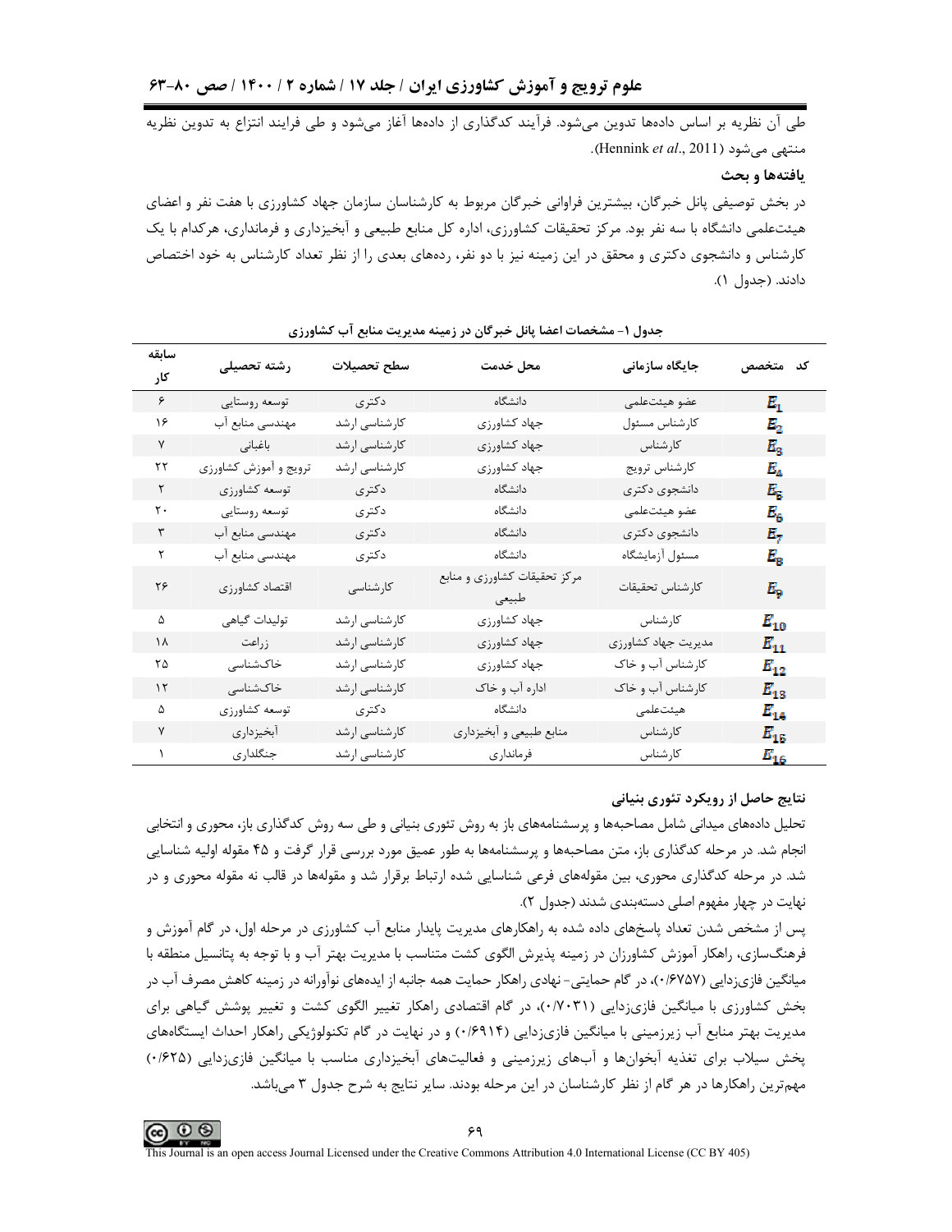طی آن نظریه بر اساس داده‌ها تدوین می‌شود. فرآیند کدگذاری از داده‌ها آغاز می‌شود و طی فرایند انتزاع به تدوین نظریه منتهی می‌شود (Hennink *et al*., 2011).

## یافته‌ها و بحث

در بخش توصیفی پانل خبرگان، بیشترین فراوانی خبرگان مربوط به کارشناسان سازمان جهاد کشاورزی با هفت نفر و اعضای هیئت‌علمی دانشگاه با سه نفر بود. مرکز تحقیقات کشاورزی، اداره کل منابع طبیعی و آبخیزداری و فرمانداری، هرکدام با یک کارشناس و دانشجوی دکتری و محقق در این زمینه نیز با دو نفر، رده‌های بعدی را از نظر تعداد کارشناس به خود اختصاص دادند. (جدول ۱).

**جدول ۱- مشخصات اعضا پانل خبرگان در زمینه مدیریت منابع آب کشاورزی**

| کد متخصص | جایگاه سازمانی | محل خدمت | سطح تحصیلات | رشته تحصیلی | سابقه کار |
|---|---|---|---|---|---|
| $E_1$ | عضو هیئت‌علمی | دانشگاه | دکتری | توسعه روستایی | ۶ |
| $E_2$ | کارشناس مسئول | جهاد کشاورزی | کارشناسی ارشد | مهندسی منابع آب | ۱۶ |
| $E_3$ | کارشناس | جهاد کشاورزی | کارشناسی ارشد | باغبانی | ۷ |
| $E_4$ | کارشناس ترویج | جهاد کشاورزی | کارشناسی ارشد | ترویج و آموزش کشاورزی | ۲۲ |
| $E_5$ | دانشجوی دکتری | دانشگاه | دکتری | توسعه کشاورزی | ۲ |
| $E_6$ | عضو هیئت‌علمی | دانشگاه | دکتری | توسعه روستایی | ۲۰ |
| $E_7$ | دانشجوی دکتری | دانشگاه | دکتری | مهندسی منابع آب | ۳ |
| $E_8$ | مسئول آزمایشگاه | دانشگاه | دکتری | مهندسی منابع آب | ۲ |
| $E_9$ | کارشناس تحقیقات | مرکز تحقیقات کشاورزی و منابع طبیعی | کارشناسی | اقتصاد کشاورزی | ۲۶ |
| $E_{10}$ | کارشناس | جهاد کشاورزی | کارشناسی ارشد | تولیدات گیاهی | ۵ |
| $E_{11}$ | مدیریت جهاد کشاورزی | جهاد کشاورزی | کارشناسی ارشد | زراعت | ۱۸ |
| $E_{12}$ | کارشناس آب و خاک | جهاد کشاورزی | کارشناسی ارشد | خاک‌شناسی | ۲۵ |
| $E_{13}$ | کارشناس آب و خاک | اداره آب و خاک | کارشناسی ارشد | خاک‌شناسی | ۱۲ |
| $E_{14}$ | هیئت‌علمی | دانشگاه | دکتری | توسعه کشاورزی | ۵ |
| $E_{15}$ | کارشناس | منابع طبیعی و آبخیزداری | کارشناسی ارشد | آبخیزداری | ۷ |
| $E_{16}$ | کارشناس | فرمانداری | کارشناسی ارشد | جنگلداری | ۱ |

### نتایج حاصل از رویکرد تئوری بنیانی

تحلیل داده‌های میدانی شامل مصاحبه‌ها و پرسشنامه‌های باز به روش تئوری بنیانی و طی سه روش کدگذاری باز، محوری و انتخابی انجام شد. در مرحله کدگذاری باز، متن مصاحبه‌ها و پرسشنامه‌ها به طور عمیق مورد بررسی قرار گرفت و ۴۵ مقوله اولیه شناسایی شد. در مرحله کدگذاری محوری، بین مقوله‌های فرعی شناسایی شده ارتباط برقرار شد و مقوله‌ها در قالب نه مقوله محوری و در نهایت در چهار مفهوم اصلی دسته‌بندی شدند (جدول ۲).

پس از مشخص شدن تعداد پاسخ‌های داده شده به راهکارهای مدیریت پایدار منابع آب کشاورزی در مرحله اول، در گام آموزش و فرهنگ‌سازی، راهکار آموزش کشاورزان در زمینه پذیرش الگوی کشت متناسب با مدیریت بهتر آب و با توجه به پتانسیل منطقه با میانگین فازی‌زدایی (۰/۶۷۵۷)، در گام حمایتی- نهادی راهکار حمایت همه جانبه از ایده‌های نوآورانه در زمینه کاهش مصرف آب در بخش کشاورزی با میانگین فازی‌زدایی (۰/۷۰۳۱)، در گام اقتصادی راهکار تغییر الگوی کشت و تغییر پوشش گیاهی برای مدیریت بهتر منابع آب زیرزمینی با میانگین فازی‌زدایی (۰/۶۹۱۴) و در نهایت در گام تکنولوژیکی راهکار احداث ایستگاه‌های پخش سیلاب برای تغذیه آبخوان‌ها و آب‌های زیرزمینی و فعالیت‌های آبخیزداری مناسب با میانگین فازی‌زدایی (۰/۶۲۵) مهم‌ترین راهکارها در هر گام از نظر کارشناسان در این مرحله بودند. سایر نتایج به شرح جدول ۳ می‌باشد.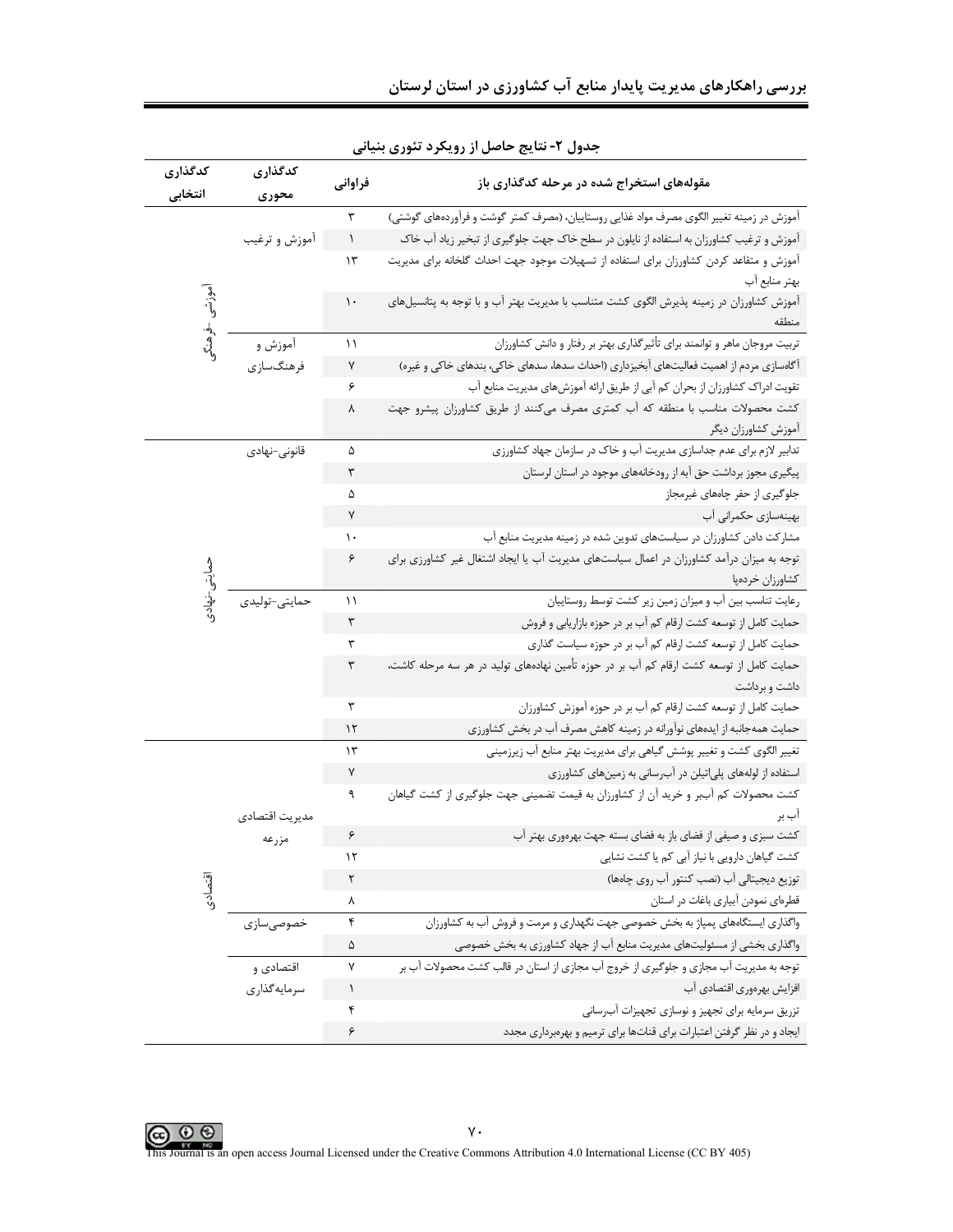جدول ۲- نتایج حاصل از رویکرد تئوری بنیانی

| کدگذاری انتخابی | کدگذاری محوری | فراوانی | مقوله‌های استخراج شده در مرحله کدگذاری باز |
|---|---|---|---|
| آموزشی-فرهنگی | آموزش و ترغیب | ۳ | آموزش در زمینه تغییر الگوی مصرف مواد غذایی روستاییان، (مصرف کمتر گوشت و فرآورده‌های گوشتی) |
| | | ۱ | آموزش و ترغیب کشاورزان به استفاده از نایلون در سطح خاک جهت جلوگیری از تبخیر زیاد آب خاک |
| | | ۱۳ | آموزش و متقاعد کردن کشاورزان برای استفاده از تسهیلات موجود جهت احداث گلخانه برای مدیریت بهتر منابع آب |
| | | ۱۰ | آموزش کشاورزان در زمینه پذیرش الگوی کشت متناسب با مدیریت بهتر آب و با توجه به پتانسیل‌های منطقه |
| | آموزش و فرهنگ‌سازی | ۱۱ | تربیت مروجان ماهر و توانمند برای تأثیرگذاری بهتر بر رفتار و دانش کشاورزان |
| | | ۷ | آگاه‌سازی مردم از اهمیت فعالیت‌های آبخیزداری (احداث سدها، سدهای خاکی، بندهای خاکی و غیره) |
| | | ۶ | تقویت ادراک کشاورزان از بحران کم آبی از طریق ارائه آموزش‌های مدیریت منابع آب |
| | | ۸ | کشت محصولات مناسب با منطقه که آب کمتری مصرف می‌کنند از طریق کشاورزان پیشرو جهت آموزش کشاورزان دیگر |
| حمایتی-نهادی | قانونی-نهادی | ۵ | تدابیر لازم برای عدم جداسازی مدیریت آب و خاک در سازمان جهاد کشاورزی |
| | | ۳ | پیگیری مجوز برداشت حق آبه از رودخانه‌های موجود در استان لرستان |
| | | ۵ | جلوگیری از حفر چاه‌های غیرمجاز |
| | | ۷ | بهینه‌سازی حکمرانی آب |
| | | ۱۰ | مشارکت دادن کشاورزان در سیاست‌های تدوین شده در زمینه مدیریت منابع آب |
| | | ۶ | توجه به میزان درآمد کشاورزان در اعمال سیاست‌های مدیریت آب یا ایجاد اشتغال غیر کشاورزی برای کشاورزان خرده‌پا |
| | حمایتی-تولیدی | ۱۱ | رعایت تناسب بین آب و میزان زمین زیر کشت توسط روستاییان |
| | | ۳ | حمایت کامل از توسعه کشت ارقام کم آب بر در حوزه بازاریابی و فروش |
| | | ۳ | حمایت کامل از توسعه کشت ارقام کم آب بر در حوزه سیاست گذاری |
| | | ۳ | حمایت کامل از توسعه کشت ارقام کم آب بر در حوزه تأمین نهاده‌های تولید در هر سه مرحله کاشت، داشت و برداشت |
| | | ۳ | حمایت کامل از توسعه کشت ارقام کم آب بر در حوزه آموزش کشاورزان |
| | | ۱۲ | حمایت همه‌جانبه از ایده‌های نوآورانه در زمینه کاهش مصرف آب در بخش کشاورزی |
| اقتصادی | مدیریت اقتصادی مزرعه | ۱۳ | تغییر الگوی کشت و تغییر پوشش گیاهی برای مدیریت بهتر منابع آب زیرزمینی |
| | | ۷ | استفاده از لوله‌های پلی‌اتیلن در آب‌رسانی به زمین‌های کشاورزی |
| | | ۹ | کشت محصولات کم آب‌بر و خرید آن از کشاورزان به قیمت تضمینی جهت جلوگیری از کشت گیاهان آب بر |
| | | ۶ | کشت سبزی و صیفی از فضای باز به فضای بسته جهت بهره‌وری بهتر آب |
| | | ۱۲ | کشت گیاهان دارویی با نیاز آبی کم یا کشت نشایی |
| | | ۲ | توزیع دیجیتالی آب (نصب کنتور آب روی چاه‌ها) |
| | | ۸ | قطره‌ای نمودن آبیاری باغات در استان |
| | خصوصی‌سازی | ۴ | واگذاری ایستگاه‌های پمپاژ به بخش خصوصی جهت نگهداری و مرمت و فروش آب به کشاورزان |
| | | ۵ | واگذاری بخشی از مسئولیت‌های مدیریت منابع آب از جهاد کشاورزی به بخش خصوصی |
| | اقتصادی و سرمایه‌گذاری | ۷ | توجه به مدیریت آب مجازی و جلوگیری از خروج آب مجازی از استان در قالب کشت محصولات آب بر |
| | | ۱ | افزایش بهره‌وری اقتصادی آب |
| | | ۴ | تزریق سرمایه برای تجهیز و نوسازی تجهیزات آب‌رسانی |
| | | ۶ | ایجاد و در نظر گرفتن اعتبارات برای قنات‌ها برای ترمیم و بهره‌برداری مجدد |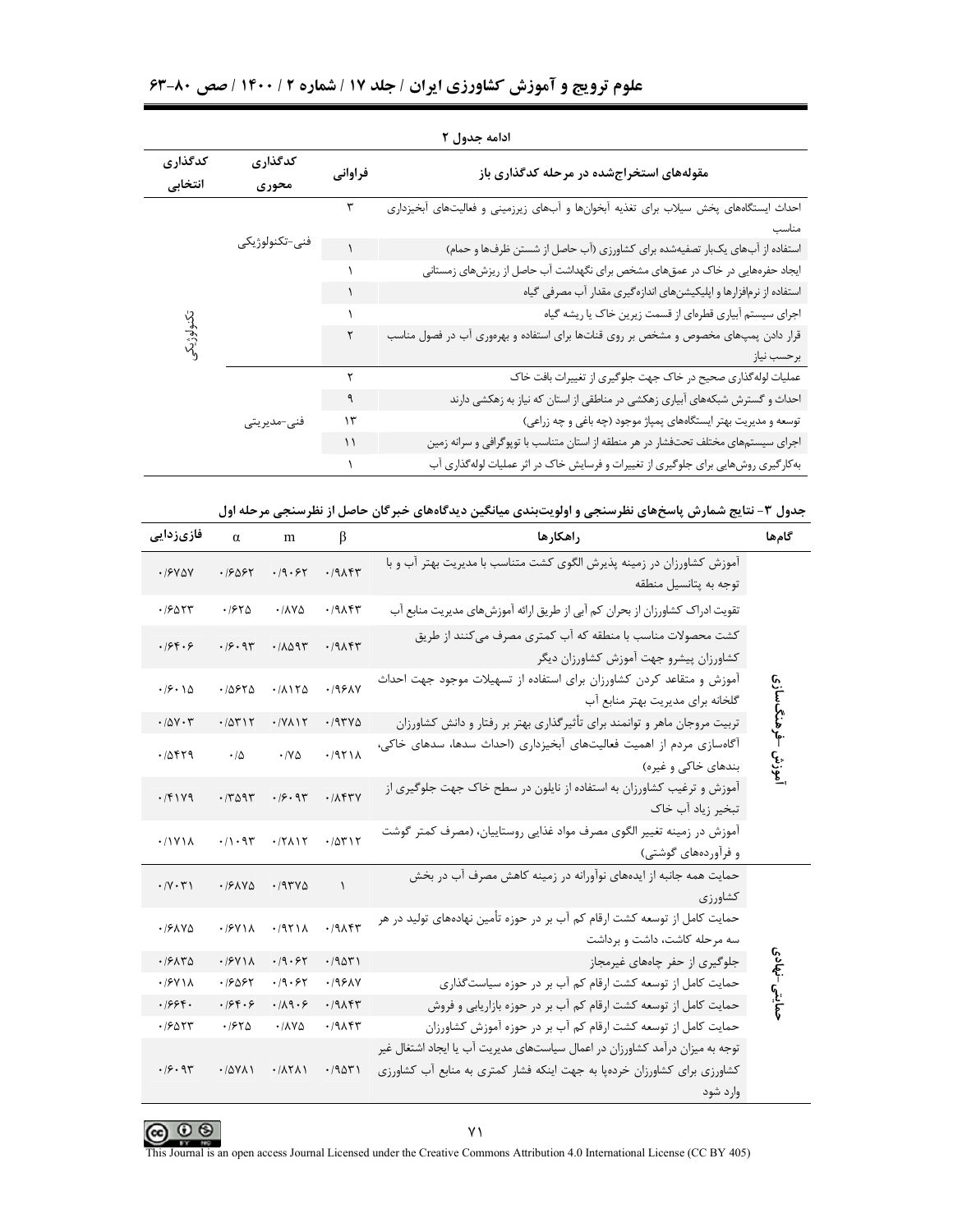ادامه جدول ۲

| کدگذاری انتخابی | کدگذاری محوری | فراوانی | مقوله‌های استخراج‌شده در مرحله کدگذاری باز |
| --- | --- | --- | --- |
| تکنولوژیکی | فنی-تکنولوژیکی | ۳ | احداث ایستگاه‌های پخش سیلاب برای تغذیه آبخوان‌ها و آب‌های زیرزمینی و فعالیت‌های آبخیزداری مناسب |
| | | ۱ | استفاده از آب‌های یک‌بار تصفیه‌شده برای کشاورزی (آب حاصل از شستن ظرف‌ها و حمام) |
| | | ۱ | ایجاد حفره‌هایی در خاک در عمق‌های مشخص برای نگهداشت آب حاصل از ریزش‌های زمستانی |
| | | ۱ | استفاده از نرم‌افزارها و اپلیکیشن‌های اندازه‌گیری مقدار آب مصرفی گیاه |
| | | ۱ | اجرای سیستم آبیاری قطره‌ای از قسمت زیرین خاک یا ریشه گیاه |
| | | ۲ | قرار دادن پمپ‌های مخصوص و مشخص بر روی قنات‌ها برای استفاده و بهره‌وری آب در فصول مناسب برحسب نیاز |
| | فنی-مدیریتی | ۲ | عملیات لوله‌گذاری صحیح در خاک جهت جلوگیری از تغییرات بافت خاک |
| | | ۹ | احداث و گسترش شبکه‌های آبیاری زهکشی در مناطقی از استان که نیاز به زهکشی دارند |
| | | ۱۳ | توسعه و مدیریت بهتر ایستگاه‌های پمپاژ موجود (چه باغی و چه زراعی) |
| | | ۱۱ | اجرای سیستم‌های مختلف تحت‌فشار در هر منطقه از استان متناسب با توپوگرافی و سرانه زمین |
| | | ۱ | به‌کارگیری روش‌هایی برای جلوگیری از تغییرات و فرسایش خاک در اثر عملیات لوله‌گذاری آب |

**جدول ۳- نتایج شمارش پاسخ‌های نظرسنجی و اولویت‌بندی میانگین دیدگاه‌های خبرگان حاصل از نظرسنجی مرحله اول**

| گام‌ها | راهکارها | β | m | α | فازی‌زدایی |
| --- | --- | --- | --- | --- | --- |
| آموزش-فرهنگ‌سازی | آموزش کشاورزان در زمینه پذیرش الگوی کشت متناسب با مدیریت بهتر آب و با توجه به پتانسیل منطقه | ۰/۹۸۴۳ | ۰/۹۰۶۲ | ۰/۶۵۶۲ | ۰/۶۷۵۷ |
| | تقویت ادراک کشاورزان از بحران کم آبی از طریق ارائه آموزش‌های مدیریت منابع آب | ۰/۹۸۴۳ | ۰/۸۷۵ | ۰/۶۲۵ | ۰/۶۵۲۳ |
| | کشت محصولات مناسب با منطقه که آب کمتری مصرف می‌کنند از طریق کشاورزان پیشرو جهت آموزش کشاورزان دیگر | ۰/۹۸۴۳ | ۰/۸۵۹۳ | ۰/۶۰۹۳ | ۰/۶۴۰۶ |
| | آموزش و متقاعد کردن کشاورزان برای استفاده از تسهیلات موجود جهت احداث گلخانه برای مدیریت بهتر منابع آب | ۰/۹۶۸۷ | ۰/۸۱۲۵ | ۰/۵۶۲۵ | ۰/۶۰۱۵ |
| | تربیت مروجان ماهر و توانمند برای تأثیرگذاری بهتر بر رفتار و دانش کشاورزان | ۰/۹۳۷۵ | ۰/۷۸۱۲ | ۰/۵۳۱۲ | ۰/۵۷۰۳ |
| | آگاه‌سازی مردم از اهمیت فعالیت‌های آبخیزداری (احداث سدها، سدهای خاکی، بندهای خاکی و غیره) | ۰/۹۲۱۸ | ۰/۷۵ | ۰/۵ | ۰/۵۴۲۹ |
| | آموزش و ترغیب کشاورزان به استفاده از نایلون در سطح خاک جهت جلوگیری از تبخیر زیاد آب خاک | ۰/۸۴۳۷ | ۰/۶۰۹۳ | ۰/۳۵۹۳ | ۰/۴۱۷۹ |
| | آموزش در زمینه تغییر الگوی مصرف مواد غذایی روستاییان، (مصرف کمتر گوشت و فرآورده‌های گوشتی) | ۰/۵۳۱۲ | ۰/۲۸۱۲ | ۰/۱۰۹۳ | ۰/۱۷۱۸ |
| حمایتی-نهادی | حمایت همه جانبه از ایده‌های نوآورانه در زمینه کاهش مصرف آب در بخش کشاورزی | ۱ | ۰/۹۳۷۵ | ۰/۶۸۷۵ | ۰/۷۰۳۱ |
| | حمایت کامل از توسعه کشت ارقام کم آب بر در حوزه تأمین نهاده‌های تولید در هر سه مرحله کاشت، داشت و برداشت | ۰/۹۸۴۳ | ۰/۹۲۱۸ | ۰/۶۷۱۸ | ۰/۶۸۷۵ |
| | جلوگیری از حفر چاه‌های غیرمجاز | ۰/۹۵۳۱ | ۰/۹۰۶۲ | ۰/۶۷۱۸ | ۰/۶۸۳۵ |
| | حمایت کامل از توسعه کشت ارقام کم آب بر در حوزه سیاست‌گذاری | ۰/۹۶۸۷ | ۰/۹۰۶۲ | ۰/۶۵۶۲ | ۰/۶۷۱۸ |
| | حمایت کامل از توسعه کشت ارقام کم آب بر در حوزه بازاریابی و فروش | ۰/۹۸۴۳ | ۰/۸۹۰۶ | ۰/۶۴۰۶ | ۰/۶۶۴۰ |
| | حمایت کامل از توسعه کشت ارقام کم آب بر در حوزه آموزش کشاورزان | ۰/۹۸۴۳ | ۰/۸۷۵ | ۰/۶۲۵ | ۰/۶۵۲۳ |
| | توجه به میزان درآمد کشاورزان در اعمال سیاست‌های مدیریت آب یا ایجاد اشتغال غیر کشاورزی برای کشاورزان خرده‌پا به جهت اینکه فشار کمتری به منابع آب کشاورزی وارد شود | ۰/۹۵۳۱ | ۰/۸۲۸۱ | ۰/۵۷۸۱ | ۰/۶۰۹۳ |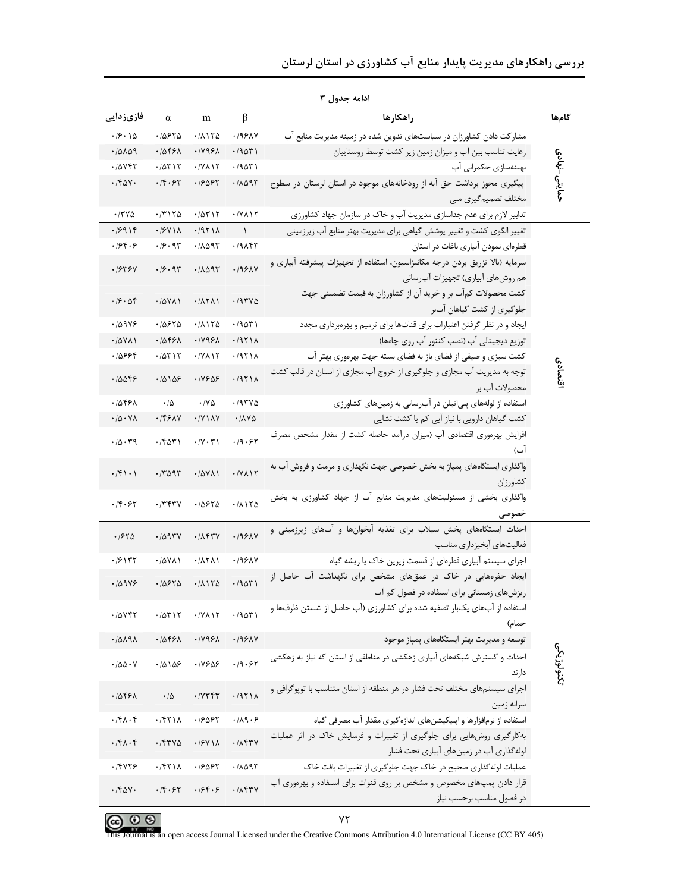ادامه جدول ۳

| گام‌ها | راهکارها | β | m | α | فازی‌زدایی |
|---|---|---|---|---|---|
| حمایتی-نهادی | مشارکت دادن کشاورزان در سیاست‌های تدوین شده در زمینه مدیریت منابع آب | ۰/۹۶۸۷ | ۰/۸۱۲۵ | ۰/۵۶۲۵ | ۰/۶۰۱۵ |
| | رعایت تناسب بین آب و میزان زمین زیر کشت توسط روستاییان | ۰/۹۵۳۱ | ۰/۷۹۶۸ | ۰/۵۴۶۸ | ۰/۵۸۵۹ |
| | بهینه‌سازی حکمرانی آب | ۰/۹۵۳۱ | ۰/۷۸۱۲ | ۰/۵۳۱۲ | ۰/۵۷۴۲ |
| | پیگیری مجوز برداشت حق آبه از رودخانه‌های موجود در استان لرستان در سطوح مختلف تصمیم‌گیری ملی | ۰/۸۵۹۳ | ۰/۶۵۶۲ | ۰/۴۰۶۲ | ۰/۴۵۷۰ |
| | تدابیر لازم برای عدم جداسازی مدیریت آب و خاک در سازمان جهاد کشاورزی | ۰/۷۸۱۲ | ۰/۵۳۱۲ | ۰/۳۱۲۵ | ۰/۳۷۵ |
| اقتصادی | تغییر الگوی کشت و تغییر پوشش گیاهی برای مدیریت بهتر منابع آب زیرزمینی | ۱ | ۰/۹۲۱۸ | ۰/۶۷۱۸ | ۰/۶۹۱۴ |
| | قطره‌ای نمودن آبیاری باغات در استان | ۰/۹۸۴۳ | ۰/۸۵۹۳ | ۰/۶۰۹۳ | ۰/۶۴۰۶ |
| | سرمایه (بالا تزریق بردن درجه مکانیزاسیون، استفاده از تجهیزات پیشرفته آبیاری و هم روش‌های آبیاری) تجهیزات آب‌رسانی | ۰/۹۶۸۷ | ۰/۸۵۹۳ | ۰/۶۰۹۳ | ۰/۶۳۶۷ |
| | کشت محصولات کم‌آب بر و خرید آن از کشاورزان به قیمت تضمینی جهت جلوگیری از کشت گیاهان آببر | ۰/۹۳۷۵ | ۰/۸۲۸۱ | ۰/۵۷۸۱ | ۰/۶۰۵۴ |
| | ایجاد و در نظر گرفتن اعتبارات برای قنات‌ها برای ترمیم و بهره‌برداری مجدد | ۰/۹۵۳۱ | ۰/۸۱۲۵ | ۰/۵۶۲۵ | ۰/۵۹۷۶ |
| | توزیع دیجیتالی آب (نصب کنتور آب روی چاه‌ها) | ۰/۹۲۱۸ | ۰/۷۹۶۸ | ۰/۵۴۶۸ | ۰/۵۷۸۱ |
| | کشت سبزی و صیفی از فضای باز به فضای بسته جهت بهره‌وری بهتر آب | ۰/۹۲۱۸ | ۰/۷۸۱۲ | ۰/۵۳۱۲ | ۰/۵۶۶۴ |
| | توجه به مدیریت آب مجازی و جلوگیری از خروج آب مجازی از استان در قالب کشت محصولات آب بر | ۰/۹۲۱۸ | ۰/۷۶۵۶ | ۰/۵۱۵۶ | ۰/۵۵۴۶ |
| | استفاده از لوله‌های پلی‌اتیلن در آب‌رسانی به زمین‌های کشاورزی | ۰/۹۳۷۵ | ۰/۷۵ | ۰/۵ | ۰/۵۴۶۸ |
| | کشت گیاهان دارویی با نیاز آبی کم یا کشت نشایی | ۰/۸۷۵ | ۰/۷۱۸۷ | ۰/۴۶۸۷ | ۰/۵۰۷۸ |
| | افزایش بهره‌وری اقتصادی آب (میزان درآمد حاصله کشت از مقدار مشخص مصرف آب) | ۰/۹۰۶۲ | ۰/۷۰۳۱ | ۰/۴۵۳۱ | ۰/۵۰۳۹ |
| | واگذاری ایستگاه‌های پمپاژ به بخش خصوصی جهت نگهداری و مرمت و فروش آب به کشاورزان | ۰/۷۸۱۲ | ۰/۵۷۸۱ | ۰/۳۵۹۳ | ۰/۴۱۰۱ |
| | واگذاری بخشی از مسئولیت‌های مدیریت منابع آب از جهاد کشاورزی به بخش خصوصی | ۰/۸۱۲۵ | ۰/۵۶۲۵ | ۰/۳۴۳۷ | ۰/۴۰۶۲ |
| تکنولوژیکی | احداث ایستگاه‌های پخش سیلاب برای تغذیه آبخوان‌ها و آب‌های زیرزمینی و فعالیت‌های آبخیزداری مناسب | ۰/۹۶۸۷ | ۰/۸۴۳۷ | ۰/۵۹۳۷ | ۰/۶۲۵ |
| | اجرای سیستم آبیاری قطره‌ای از قسمت زیرین خاک یا ریشه گیاه | ۰/۹۶۸۷ | ۰/۸۲۸۱ | ۰/۵۷۸۱ | ۰/۶۱۳۲ |
| | ایجاد حفره‌هایی در خاک در عمق‌های مشخص برای نگهداشت آب حاصل از ریزش‌های زمستانی برای استفاده در فصول کم آب | ۰/۹۵۳۱ | ۰/۸۱۲۵ | ۰/۵۶۲۵ | ۰/۵۹۷۶ |
| | استفاده از آب‌های یک‌بار تصفیه شده برای کشاورزی (آب حاصل از شستن ظرف‌ها و حمام) | ۰/۹۵۳۱ | ۰/۷۸۱۲ | ۰/۵۳۱۲ | ۰/۵۷۴۲ |
| | توسعه و مدیریت بهتر ایستگاه‌های پمپاژ موجود | ۰/۹۶۸۷ | ۰/۷۹۶۸ | ۰/۵۴۶۸ | ۰/۵۸۹۸ |
| | احداث و گسترش شبکه‌های آبیاری زهکشی در مناطقی از استان که نیاز به زهکشی دارند | ۰/۹۰۶۲ | ۰/۷۶۵۶ | ۰/۵۱۵۶ | ۰/۵۵۰۷ |
| | اجرای سیستم‌های مختلف تحت فشار در هر منطقه از استان متناسب با توپوگرافی و سرانه زمین | ۰/۹۲۱۸ | ۰/۷۳۴۳ | ۰/۵ | ۰/۵۴۶۸ |
| | استفاده از نرم‌افزارها و اپلیکیشن‌های اندازه‌گیری مقدار آب مصرفی گیاه | ۰/۸۹۰۶ | ۰/۶۵۶۲ | ۰/۴۲۱۸ | ۰/۴۸۰۴ |
| | به‌کارگیری روش‌هایی برای جلوگیری از تغییرات و فرسایش خاک در اثر عملیات لوله‌گذاری آب در زمین‌های آبیاری تحت فشار | ۰/۸۴۳۷ | ۰/۶۷۱۸ | ۰/۴۳۷۵ | ۰/۴۸۰۴ |
| | عملیات لوله‌گذاری صحیح در خاک جهت جلوگیری از تغییرات بافت خاک | ۰/۸۵۹۳ | ۰/۶۵۶۲ | ۰/۴۲۱۸ | ۰/۴۷۲۶ |
| | قرار دادن پمپ‌های مخصوص و مشخص بر روی قنوات برای استفاده و بهره‌وری آب در فصول مناسب برحسب نیاز | ۰/۸۴۳۷ | ۰/۶۴۰۶ | ۰/۴۰۶۲ | ۰/۴۵۷۰ |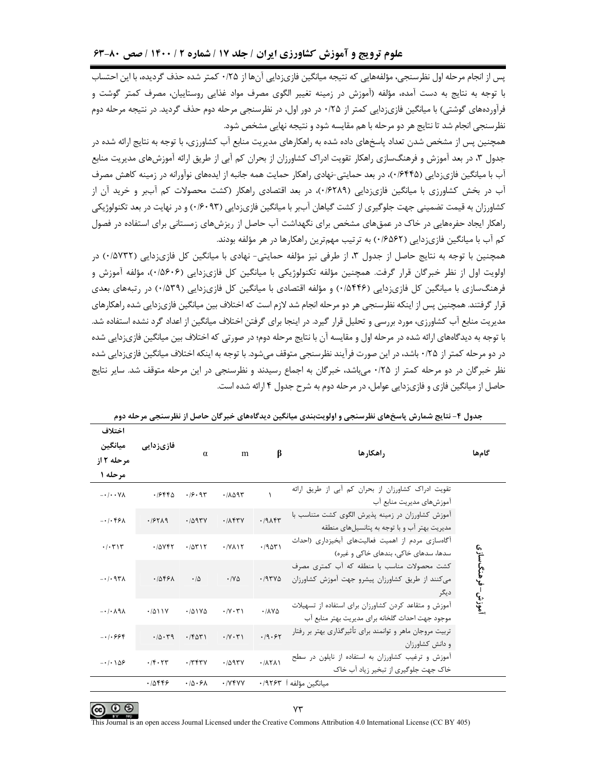پس از انجام مرحله اول نظرسنجی، مؤلفه‌هایی که نتیجه میانگین فازی‌زدایی آن‌ها از ۰/۲۵ کمتر شده حذف گردیده، با این احتساب با توجه به نتایج به دست آمده، مؤلفه (آموزش در زمینه تغییر الگوی مصرف مواد غذایی روستاییان، مصرف کمتر گوشت و فرآورده‌های گوشتی) با میانگین فازی‌زدایی کمتر از ۰/۲۵ در دور اول، در نظرسنجی مرحله دوم حذف گردید. در نتیجه مرحله دوم نظرسنجی انجام شد تا نتایج هر دو مرحله با هم مقایسه شود و نتیجه نهایی مشخص شود.

همچنین پس از مشخص شدن تعداد پاسخ‌های داده شده به راهکارهای مدیریت منابع آب کشاورزی، با توجه به نتایج ارائه شده در جدول ۳، در بعد آموزش و فرهنگ‌سازی راهکار تقویت ادراک کشاورزان از بحران کم آبی از طریق ارائه آموزش‌های مدیریت منابع آب با میانگین فازی‌زدایی (۰/۶۴۴۵)، در بعد حمایتی-نهادی راهکار حمایت همه جانبه از ایده‌های نوآورانه در زمینه کاهش مصرف آب در بخش کشاورزی با میانگین فازی‌زدایی (۰/۶۲۸۹)، در بعد اقتصادی راهکار (کشت محصولات کم آب‌بر و خرید آن از کشاورزان به قیمت تضمینی جهت جلوگیری از کشت گیاهان آب‌بر با میانگین فازی‌زدایی (۰/۶۰۹۳) و در نهایت در بعد تکنولوژیکی راهکار ایجاد حفره‌هایی در خاک در عمق‌های مشخص برای نگهداشت آب حاصل از ریزش‌های زمستانی برای استفاده در فصول کم آب با میانگین فازی‌زدایی (۰/۶۵۶۲) به ترتیب مهم‌ترین راهکارها در هر مؤلفه بودند.

همچنین با توجه به نتایج حاصل از جدول ۳، از طرفی نیز مؤلفه حمایتی- نهادی با میانگین کل فازی‌زدایی (۰/۵۷۳۲) در اولویت اول از نظر خبرگان قرار گرفت. همچنین مؤلفه تکنولوژیکی با میانگین کل فازی‌زدایی (۰/۵۶۰۶)، مؤلفه آموزش و فرهنگ‌سازی با میانگین کل فازی‌زدایی (۰/۵۴۴۶) و مؤلفه اقتصادی با میانگین کل فازی‌زدایی (۰/۵۳۹) در رتبه‌های بعدی قرار گرفتند. همچنین پس از اینکه نظرسنجی هر دو مرحله انجام شد لازم است که اختلاف بین میانگین فازی‌زدایی شده راهکارهای مدیریت منابع آب کشاورزی، مورد بررسی و تحلیل قرار گیرد. در اینجا برای گرفتن اختلاف میانگین از اعداد گرد نشده استفاده شد. با توجه به دیدگاه‌های ارائه شده در مرحله اول و مقایسه آن با نتایج مرحله دوم؛ در صورتی که اختلاف بین میانگین فازی‌زدایی شده در دو مرحله کمتر از ۰/۲۵ باشد، در این صورت فرآیند نظرسنجی متوقف می‌شود. با توجه به اینکه اختلاف میانگین فازی‌زدایی شده نظر خبرگان در دو مرحله کمتر از ۰/۲۵ می‌باشد، خبرگان به اجماع رسیدند و نظرسنجی در این مرحله متوقف شد. سایر نتایج حاصل از میانگین فازی و فازی‌زدایی عوامل، در مرحله دوم به شرح جدول ۴ ارائه شده است.

جدول ۴- نتایج شمارش پاسخ‌های نظرسنجی و اولویت‌بندی میانگین دیدگاه‌های خبرگان حاصل از نظرسنجی مرحله دوم

| گام‌ها | راهکارها | β | m | α | فازی‌زدایی | اختلاف میانگین مرحله ۲ از مرحله ۱ |
|---|---|---|---|---|---|---|
| آموزش-فرهنگ‌سازی | تقویت ادراک کشاورزان از بحران کم آبی از طریق ارائه آموزش‌های مدیریت منابع آب | ۱ | ۰/۸۵۹۳ | ۰/۶۰۹۳ | ۰/۶۴۴۵ | -۰/۰۰۷۸ |
| | آموزش کشاورزان در زمینه پذیرش الگوی کشت متناسب با مدیریت بهتر آب و با توجه به پتانسیل‌های منطقه | ۰/۹۸۴۳ | ۰/۸۴۳۷ | ۰/۵۹۳۷ | ۰/۶۲۸۹ | -۰/۰۴۶۸ |
| | آگاه‌سازی مردم از اهمیت فعالیت‌های آبخیزداری (احداث سدها، سدهای خاکی، بندهای خاکی و غیره) | ۰/۹۵۳۱ | ۰/۷۸۱۲ | ۰/۵۳۱۲ | ۰/۵۷۴۲ | ۰/۰۳۱۳ |
| | کشت محصولات مناسب با منطقه که آب کمتری مصرف می‌کنند از طریق کشاورزان پیشرو جهت آموزش کشاورزان دیگر | ۰/۹۳۷۵ | ۰/۷۵ | ۰/۵ | ۰/۵۴۶۸ | -۰/۰۹۳۸ |
| | آموزش و متقاعد کردن کشاورزان برای استفاده از تسهیلات موجود جهت احداث گلخانه برای مدیریت بهتر منابع آب | ۰/۸۷۵ | ۰/۷۰۳۱ | ۰/۵۱۷۵ | ۰/۵۱۱۷ | -۰/۰۸۹۸ |
| | تربیت مروجان ماهر و توانمند برای تأثیرگذاری بهتر بر رفتار و دانش کشاورزان | ۰/۹۰۶۲ | ۰/۷۰۳۱ | ۰/۴۵۳۱ | ۰/۵۰۳۹ | -۰/۰۶۶۴ |
| | آموزش و ترغیب کشاورزان به استفاده از نایلون در سطح خاک جهت جلوگیری از تبخیر زیاد آب خاک | ۰/۸۲۸۱ | ۰/۵۹۳۷ | ۰/۳۴۳۷ | ۰/۴۰۲۳ | -۰/۰۱۵۶ |
| | میانگین مؤلفه | ۰/۹۲۶۳ | ۰/۷۴۷۷ | ۰/۵۰۶۸ | ۰/۵۴۴۶ | |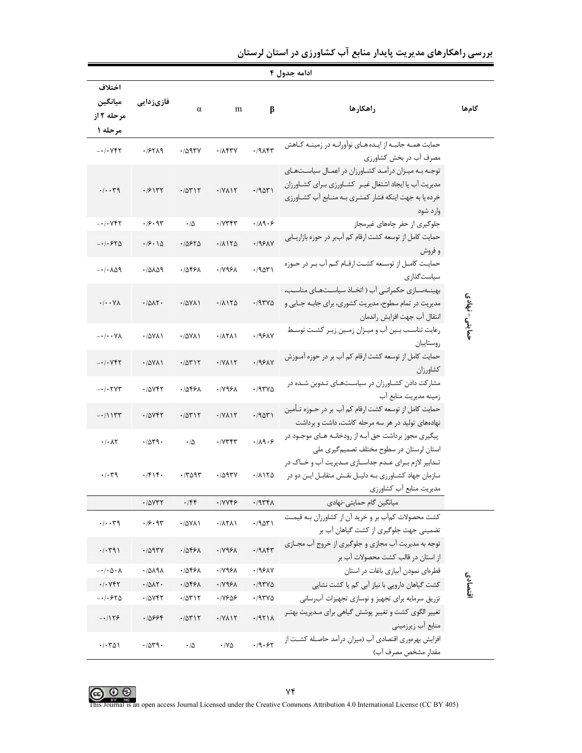ادامه جدول ۴

| گام‌ها | راهکارها | β | m | α | فازی‌زدایی | اختلاف میانگین مرحله ۲ از مرحله ۱ |
|---|---|---|---|---|---|---|
| حمایتی- نهادی | حمایت همه جانبه از ایده‌های نوآورانه در زمینه کاهش مصرف آب در بخش کشاورزی | ۰/۹۸۴۳ | ۰/۸۴۳۷ | ۰/۵۹۳۷ | ۰/۶۲۸۹ | -۰/۰۷۴۲ |
| | توجه به میزان درآمد کشاورزان در اعمال سیاست‌های مدیریت آب یا ایجاد اشتغال غیر کشاورزی برای کشاورزان خرده پا به جهت اینکه فشار کمتری به منابع آب کشاورزی وارد شود | ۰/۹۵۳۱ | ۰/۷۸۱۲ | ۰/۵۳۱۲ | ۰/۶۱۳۲ | ۰/۰۰۳۹ |
| | جلوگیری از حفر چاه‌های غیرمجاز | ۰/۸۹۰۶ | ۰/۷۳۴۳ | ۰/۵ | ۰/۶۰۹۳ | -۰/۰۷۴۲ |
| | حمایت کامل از توسعه کشت ارقام کم آب‌بر در حوزه بازاریابی و فروش | ۰/۹۶۸۷ | ۰/۸۱۲۵ | ۰/۵۶۲۵ | ۰/۶۰۱۵ | -۰/۰۶۲۵ |
| | حمایت کامل از توسعه کشت ارقام کم آب بر در حوزه سیاست‌گذاری | ۰/۹۵۳۱ | ۰/۷۹۶۸ | ۰/۵۴۶۸ | ۰/۵۸۵۹ | -۰/۰۸۵۹ |
| | بهینه‌سازی حکمرانی آب ( اتخاذ سیاست‌های مناسب، مدیریت در تمام سطوح، مدیریت کشوری، برای جابه جایی و انتقال آب جهت افزایش راندمان | ۰/۹۳۷۵ | ۰/۸۱۲۵ | ۰/۵۷۸۱ | ۰/۵۸۲۰ | ۰/۰۰۷۸ |
| | رعایت تناسب بین آب و میزان زمین زیر کشت توسط روستاییان | ۰/۹۶۸۷ | ۰/۸۲۸۱ | ۰/۵۷۸۱ | ۰/۵۷۸۱ | -۰/۰۰۷۸ |
| | حمایت کامل از توسعه کشت ارقام کم آب بر در حوزه آموزش کشاورزان | ۰/۹۶۸۷ | ۰/۷۸۱۲ | ۰/۵۳۱۲ | ۰/۵۷۸۱ | -۰/۰۷۴۲ |
| | مشارکت دادن کشاورزان در سیاست‌های تدوین شده در زمینه مدیریت منابع آب | ۰/۹۳۷۵ | ۰/۷۹۶۸ | ۰/۵۴۶۸ | ۰/۵۷۴۲ | -۰/۰۲۷۳ |
| | حمایت کامل از توسعه کشت ارقام کم آب بر در حوزه تأمین نهاده‌های تولید در هر سه مرحله کاشت، داشت و برداشت | ۰/۹۵۳۱ | ۰/۷۸۱۲ | ۰/۵۳۱۲ | ۰/۵۷۴۲ | -۰/۱۱۳۳ |
| | پیگیری مجوز برداشت حق آبه از رودخانه های موجود در استان لرستان در سطوح مختلف تصمیم‌گیری ملی | ۰/۸۹۰۶ | ۰/۷۳۴۳ | ۰/۵ | ۰/۵۳۹۰ | ۰/۰۸۲ |
| | تدابیر لازم برای عدم جداسازی مدیریت آب و خاک در سازمان جهاد کشاورزی به دلیل نقش متقابل این دو در مدیریت منابع آب کشاورزی | ۰/۸۱۲۵ | ۰/۵۹۳۷ | ۰/۳۵۹۳ | ۰/۴۱۴۰ | ۰/۰۳۹ |
| | میانگین گام حمایتی-نهادی | ۰/۹۳۴۸ | ۰/۷۷۴۶ | ۰/۴۴ | ۰/۵۷۳۲ | |
| اقتصادی | کشت محصولات کم‌آب بر و خرید آن از کشاورزان به قیمت تضمینی جهت جلوگیری از کشت گیاهان آب بر | ۰/۹۵۳۱ | ۰/۸۲۸۱ | ۰/۵۷۸۱ | ۰/۶۰۹۳ | ۰/۰۰۳۹ |
| | توجه به مدیریت آب مجازی و جلوگیری از خروج آب مجازی از استان در قالب کشت محصولات آب بر | ۰/۹۸۴۳ | ۰/۷۹۶۸ | ۰/۵۴۶۸ | ۰/۵۹۳۷ | ۰/۰۳۹۱ |
| | قطره‌ای نمودن آبیاری باغات در استان | ۰/۹۶۸۷ | ۰/۷۹۶۸ | ۰/۵۴۶۸ | ۰/۵۸۹۸ | -۰/۰۵۰۸ |
| | کشت گیاهان دارویی با نیاز آبی کم یا کشت نشایی | ۰/۹۳۷۵ | ۰/۷۹۶۸ | ۰/۵۴۶۸ | ۰/۵۸۲۰ | ۰/۰۷۴۲ |
| | تزریق سرمایه برای تجهیز و نوسازی تجهیزات آب‌رسانی | ۰/۹۳۷۵ | ۰/۷۶۵۶ | ۰/۵۳۱۲ | ۰/۵۷۴۲ | -۰/۰۶۲۵ |
| | تغییر الگوی کشت و تغییر پوشش گیاهی برای مدیریت بهتر منابع آب زیرزمینی | ۰/۹۲۱۸ | ۰/۷۸۱۲ | ۰/۵۳۱۲ | ۰/۵۶۶۴ | -۰/۱۲۶ |
| | افزایش بهره‌وری اقتصادی آب (میزان درآمد حاصله کشت از مقدار مشخص مصرف آب) | ۰/۹۰۶۲ | ۰/۷۵ | ۰/۵ | ۰/۵۳۹۰ | ۰/۰۳۵۱ |

This Journal is an open access Journal Licensed under the Creative Commons Attribution 4.0 International License (CC BY 405)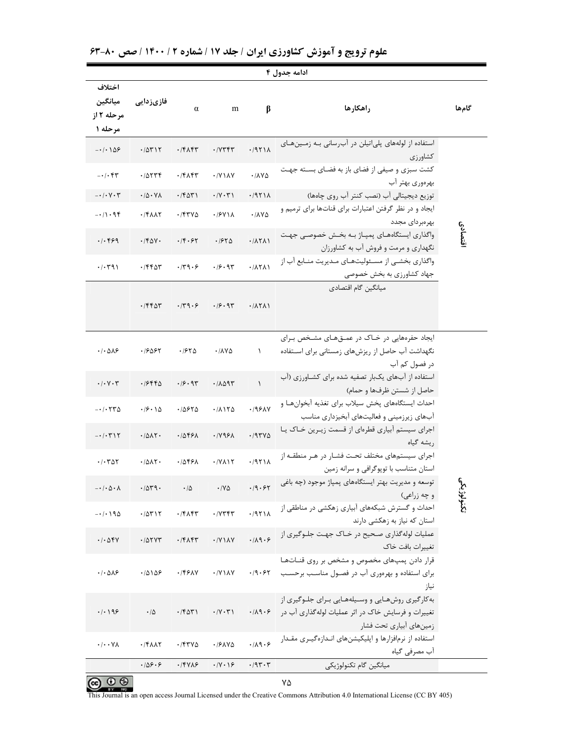ادامه جدول ۴

| گام‌ها | راهکارها | β | m | α | فازی‌زدایی | اختلاف میانگین مرحله ۲ از مرحله ۱ |
|---|---|---|---|---|---|---|
| اقتصادی | استفاده از لوله‌های پلی‌اتیلن در آب‌رسانی به زمین‌های کشاورزی | ۰/۹۲۱۸ | ۰/۷۳۴۳ | ۰/۴۸۴۳ | ۰/۵۳۱۲ | -۰/۰۱۵۶ |
| | کشت سبزی و صیفی از فضای باز به فضای بسته جهت بهره‌وری بهتر آب | ۰/۸۷۵ | ۰/۷۱۸۷ | ۰/۴۸۴۳ | ۰/۵۲۳۴ | -۰/۰۴۳ |
| | توزیع دیجیتالی آب (نصب کنتر آب روی چاه‌ها) | ۰/۹۲۱۸ | ۰/۷۰۳۱ | ۰/۴۵۳۱ | ۰/۵۰۷۸ | -۰/۰۷۰۳ |
| | ایجاد و در نظر گرفتن اعتبارات برای قنات‌ها برای ترمیم و بهره‌بردای مجدد | ۰/۸۷۵ | ۰/۶۷۱۸ | ۰/۴۳۷۵ | ۰/۴۸۸۲ | -۰/۱۰۹۴ |
| | واگذاری ایستگاه‌های پمپاژ به بخش خصوصی جهت نگهداری و مرمت و فروش آب به کشاورزان | ۰/۸۲۸۱ | ۰/۶۲۵ | ۰/۴۰۶۲ | ۰/۴۵۷۰ | ۰/۰۴۶۹ |
| | واگذاری بخشی از مسئولیت‌های مدیریت منابع آب از جهاد کشاورزی به بخش خصوصی | ۰/۸۲۸۱ | ۰/۶۰۹۳ | ۰/۳۹۰۶ | ۰/۴۴۵۳ | ۰/۰۳۹۱ |
| | میانگین گام اقتصادی | ۰/۸۲۸۱ | ۰/۶۰۹۳ | ۰/۳۹۰۶ | ۰/۴۴۵۳ | |
| تکنولوژیکی | ایجاد حفره‌هایی در خاک در عمق‌های مشخص برای نگهداشت آب حاصل از ریزش‌های زمستانی برای استفاده در فصول کم آب | ۱ | ۰/۸۷۵ | ۰/۶۲۵ | ۰/۶۵۶۲ | ۰/۰۵۸۶ |
| | استفاده از آب‌های یک‌بار تصفیه شده برای کشاورزی (آب حاصل از شستن ظرف‌ها و حمام) | ۱ | ۰/۸۵۹۳ | ۰/۶۰۹۳ | ۰/۶۴۴۵ | ۰/۰۷۰۳ |
| | احداث ایستگاه‌های پخش سیلاب برای تغذیه آبخوان‌ها و آب‌های زیرزمینی و فعالیت‌های آبخیزداری مناسب | ۰/۹۶۸۷ | ۰/۸۱۲۵ | ۰/۵۶۲۵ | ۰/۶۰۱۵ | -۰/۰۲۳۵ |
| | اجرای سیستم آبیاری قطره‌ای از قسمت زیرین خاک یا ریشه گیاه | ۰/۹۳۷۵ | ۰/۷۹۶۸ | ۰/۵۴۶۸ | ۰/۵۸۲۰ | -۰/۰۳۱۲ |
| | اجرای سیستم‌های مختلف تحت فشار در هر منطقه از استان متناسب با توپوگرافی و سرانه زمین | ۰/۹۲۱۸ | ۰/۷۸۱۲ | ۰/۵۴۶۸ | ۰/۵۸۲۰ | ۰/۰۳۵۲ |
| | توسعه و مدیریت بهتر ایستگاه‌های پمپاژ موجود (چه باغی و چه زراعی) | ۰/۹۰۶۲ | ۰/۷۵ | ۰/۵ | ۰/۵۳۹۰ | -۰/۰۵۰۸ |
| | احداث و گسترش شبکه‌های آبیاری زهکشی در مناطقی از استان که نیاز به زهکشی دارند | ۰/۹۲۱۸ | ۰/۷۳۴۳ | ۰/۴۸۴۳ | ۰/۵۳۱۲ | -۰/۰۱۹۵ |
| | عملیات لوله‌گذاری صحیح در خاک جهت جلوگیری از تغییرات بافت خاک | ۰/۸۹۰۶ | ۰/۷۱۸۷ | ۰/۴۸۴۳ | ۰/۵۲۷۳ | ۰/۰۵۴۷ |
| | قرار دادن پمپ‌های مخصوص و مشخص بر روی قنات‌ها برای استفاده و بهره‌وری آب در فصول مناسب برحسب نیاز | ۰/۹۰۶۲ | ۰/۷۱۸۷ | ۰/۴۶۸۷ | ۰/۵۱۵۶ | ۰/۰۵۸۶ |
| | به‌کارگیری روش‌هایی و وسیله‌هایی برای جلوگیری از تغییرات و فرسایش خاک در اثر عملیات لوله‌گذاری آب در زمین‌های آبیاری تحت فشار | ۰/۸۹۰۶ | ۰/۷۰۳۱ | ۰/۴۵۳۱ | ۰/۵ | ۰/۰۱۹۶ |
| | استفاده از نرم‌افزارها و اپلیکیشن‌های اندازه‌گیری مقدار آب مصرفی گیاه | ۰/۸۹۰۶ | ۰/۶۸۷۵ | ۰/۴۳۷۵ | ۰/۴۸۸۲ | ۰/۰۰۷۸ |
| | میانگین گام تکنولوژیکی | ۰/۹۳۰۳ | ۰/۷۰۱۶ | ۰/۴۷۸۶ | ۰/۵۶۰۶ | |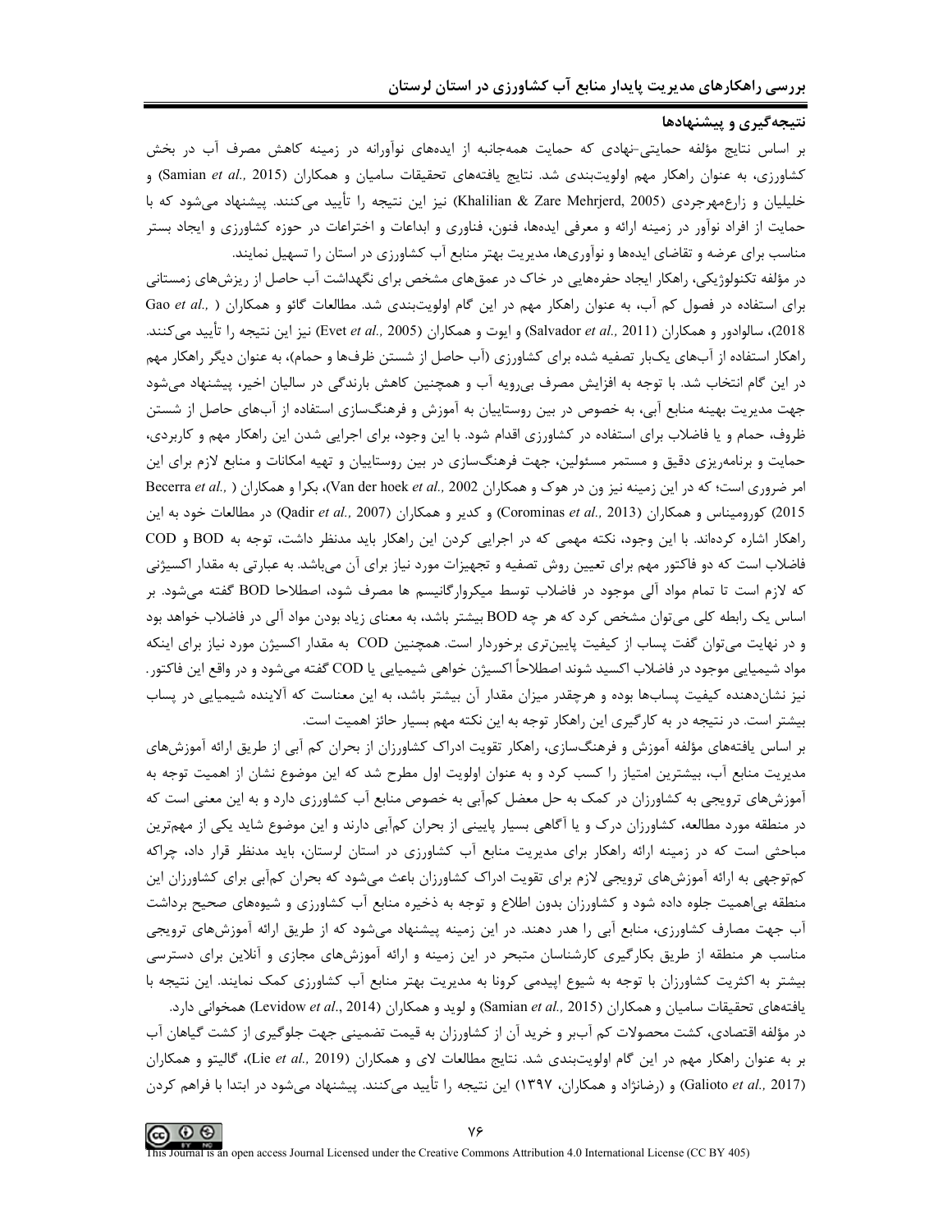## نتیجه‌گیری و پیشنهادها

بر اساس نتایج مؤلفه حمایتی-نهادی که حمایت همه‌جانبه از ایده‌های نوآورانه در زمینه کاهش مصرف آب در بخش کشاورزی، به عنوان راهکار مهم اولویت‌بندی شد. نتایج یافته‌های تحقیقات سامیان و همکاران (Samian *et al.*, 2015) و خلیلیان و زارع‌مهرجردی (Khalilian & Zare Mehrjerd, 2005) نیز این نتیجه را تأیید می‌کنند. پیشنهاد می‌شود که با حمایت از افراد نوآور در زمینه ارائه و معرفی ایده‌ها، فنون، فناوری و ابداعات و اختراعات در حوزه کشاورزی و ایجاد بستر مناسب برای عرضه و تقاضای ایده‌ها و نوآوری‌ها، مدیریت بهتر منابع آب کشاورزی در استان را تسهیل نمایند.

در مؤلفه تکنولوژیکی، راهکار ایجاد حفره‌هایی در خاک در عمق‌های مشخص برای نگهداشت آب حاصل از ریزش‌های زمستانی برای استفاده در فصول کم آب، به عنوان راهکار مهم در این گام اولویت‌بندی شد. مطالعات گائو و همکاران (Gao *et al.*, 2018)، سالوادور و همکاران (Salvador *et al.*, 2011) و ایوت و همکاران (Evet *et al.*, 2005) نیز این نتیجه را تأیید می‌کنند. راهکار استفاده از آب‌های یک‌بار تصفیه شده برای کشاورزی (آب حاصل از شستن ظرف‌ها و حمام)، به عنوان دیگر راهکار مهم در این گام انتخاب شد. با توجه به افزایش مصرف بی‌رویه آب و همچنین کاهش بارندگی در سالیان اخیر، پیشنهاد می‌شود جهت مدیریت بهینه منابع آبی، به خصوص در بین روستاییان به آموزش و فرهنگ‌سازی استفاده از آب‌های حاصل از شستن ظروف، حمام و یا فاضلاب برای استفاده در کشاورزی اقدام شود. با این وجود، برای اجرایی شدن این راهکار مهم و کاربردی، حمایت و برنامه‌ریزی دقیق و مستمر مسئولین، جهت فرهنگ‌سازی در بین روستاییان و تهیه امکانات و منابع لازم برای این امر ضروری است؛ که در این زمینه نیز ون در هوک و همکاران (Van der hoek *et al.*, 2002)، بکرا و همکاران (Becerra *et al.*, 2015) کورومیناس و همکاران (Corominas *et al.*, 2013) و کدیر و همکاران (Qadir *et al.*, 2007) در مطالعات خود به این راهکار اشاره کرده‌اند. با این وجود، نکته مهمی که در اجرایی کردن این راهکار باید مدنظر داشت، توجه به BOD و COD فاضلاب است که دو فاکتور مهم برای تعیین روش تصفیه و تجهیزات مورد نیاز برای آن می‌باشد. به عبارتی به مقدار اکسیژنی که لازم است تا تمام مواد آلی موجود در فاضلاب توسط میکروارگانیسم ها مصرف شود، اصطلاحا BOD گفته می‌شود. بر اساس یک رابطه کلی می‌توان مشخص کرد که هر چه BOD بیشتر باشد، به معنای زیاد بودن مواد آلی در فاضلاب خواهد بود و در نهایت می‌توان گفت پساب از کیفیت پایین‌تری برخوردار است. همچنین COD به مقدار اکسیژن مورد نیاز برای اینکه مواد شیمیایی موجود در فاضلاب اکسید شوند اصطلاحاً اکسیژن خواهی شیمیایی یا COD گفته می‌شود و در واقع این فاکتور نیز نشان‌دهنده کیفیت پساب‌ها بوده و هرچقدر میزان مقدار آن بیشتر باشد، به این معناست که آلاینده شیمیایی در پساب بیشتر است. در نتیجه در به کارگیری این راهکار توجه به این نکته مهم بسیار حائز اهمیت است.

بر اساس یافته‌های مؤلفه آموزش و فرهنگ‌سازی، راهکار تقویت ادراک کشاورزان از بحران کم آبی از طریق ارائه آموزش‌های مدیریت منابع آب، بیشترین امتیاز را کسب کرد و به عنوان اولویت اول مطرح شد که این موضوع نشان از اهمیت توجه به آموزش‌های ترویجی به کشاورزان در کمک به حل معضل کم‌آبی به خصوص منابع آب کشاورزی دارد و به این معنی است که در منطقه مورد مطالعه، کشاورزان درک و یا آگاهی بسیار پایینی از بحران کم‌آبی دارند و این موضوع شاید یکی از مهم‌ترین مباحثی است که در زمینه ارائه راهکار برای مدیریت منابع آب کشاورزی در استان لرستان، باید مدنظر قرار داد، چراکه کم‌توجهی به ارائه آموزش‌های ترویجی لازم برای تقویت ادراک کشاورزان باعث می‌شود که بحران کم‌آبی برای کشاورزان این منطقه بی‌اهمیت جلوه داده شود و کشاورزان بدون اطلاع و توجه به ذخیره منابع آب کشاورزی و شیوه‌های صحیح برداشت آب جهت مصارف کشاورزی، منابع آبی را هدر دهند. در این زمینه پیشنهاد می‌شود که از طریق ارائه آموزش‌های ترویجی مناسب هر منطقه از طریق بکارگیری کارشناسان متبحر در این زمینه و ارائه آموزش‌های مجازی و آنلاین برای دسترسی بیشتر به اکثریت کشاورزان با توجه به شیوع اپیدمی کرونا به مدیریت بهتر منابع آب کشاورزی کمک نمایند. این نتیجه با یافته‌های تحقیقات سامیان و همکاران (Samian *et al.*, 2015) و لوید و همکاران (Levidow *et al*., 2014) همخوانی دارد.

در مؤلفه اقتصادی، کشت محصولات کم آب‌بر و خرید آن از کشاورزان به قیمت تضمینی جهت جلوگیری از کشت گیاهان آب بر به عنوان راهکار مهم در این گام اولویت‌بندی شد. نتایج مطالعات لای و همکاران (Lie *et al.*, 2019)، گالیتو و همکاران (Galioto *et al.*, 2017) و (رضانژاد و همکاران، ۱۳۹۷) این نتیجه را تأیید می‌کنند. پیشنهاد می‌شود در ابتدا با فراهم کردن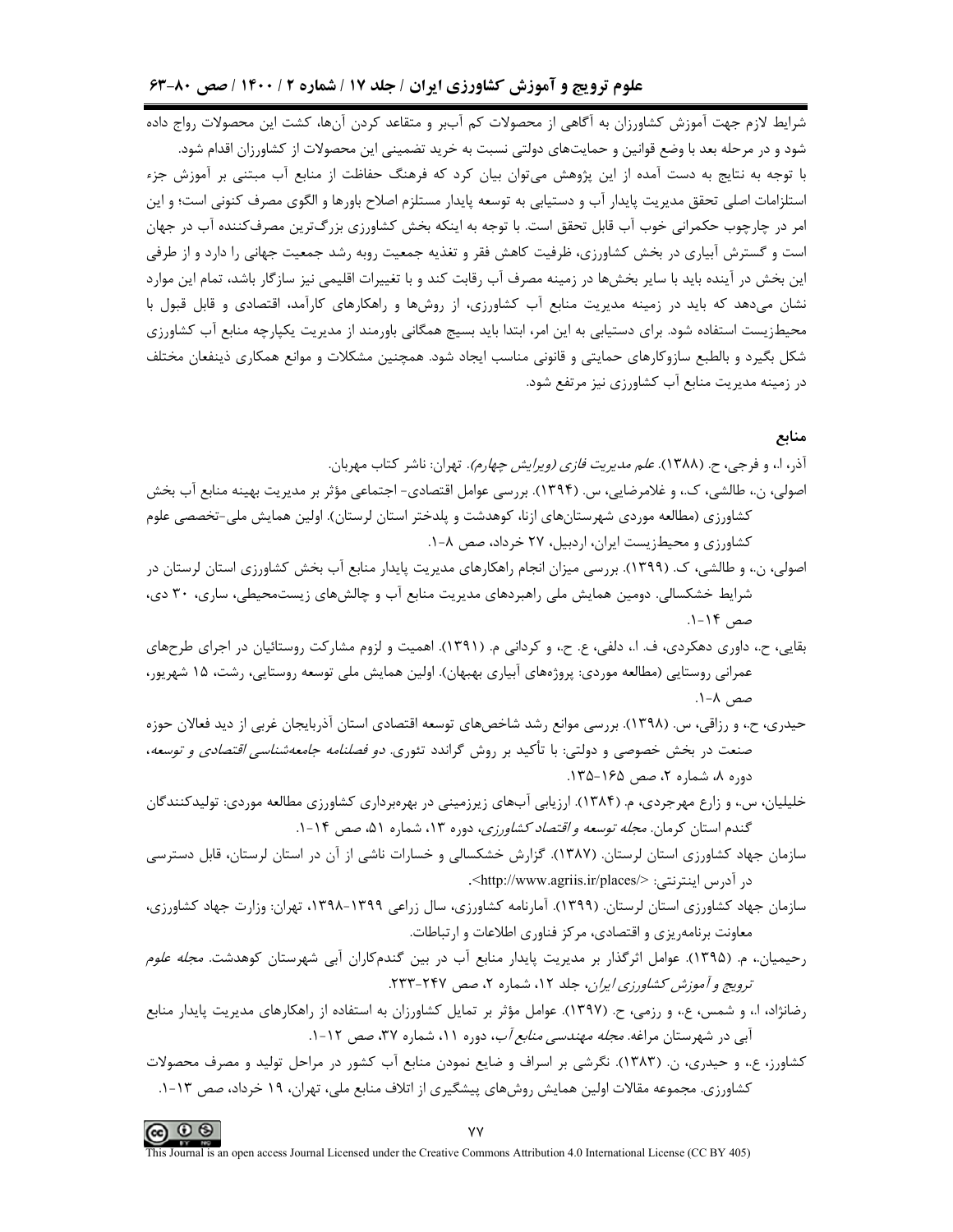شرایط لازم جهت آموزش کشاورزان به آگاهی از محصولات کم آب‌بر و متقاعد کردن آن‌ها، کشت این محصولات رواج داده شود و در مرحله بعد با وضع قوانین و حمایت‌های دولتی نسبت به خرید تضمینی این محصولات از کشاورزان اقدام شود.

با توجه به نتایج به دست آمده از این پژوهش می‌توان بیان کرد که فرهنگ حفاظت از منابع آب مبتنی بر آموزش جزء استلزامات اصلی تحقق مدیریت پایدار آب و دستیابی به توسعه پایدار مستلزم اصلاح باورها و الگوی مصرف کنونی است؛ و این امر در چارچوب حکمرانی خوب آب قابل تحقق است. با توجه به اینکه بخش کشاورزی بزرگ‌ترین مصرف‌کننده آب در جهان است و گسترش آبیاری در بخش کشاورزی، ظرفیت کاهش فقر و تغذیه جمعیت روبه رشد جمعیت جهانی را دارد و از طرفی این بخش در آینده باید با سایر بخش‌ها در زمینه مصرف آب رقابت کند و با تغییرات اقلیمی نیز سازگار باشد، تمام این موارد نشان می‌دهد که باید در زمینه مدیریت منابع آب کشاورزی، از روش‌ها و راهکارهای کارآمد، اقتصادی و قابل قبول با محیط‌زیست استفاده شود. برای دستیابی به این امر، ابتدا باید بسیج همگانی باورمند از مدیریت یکپارچه منابع آب کشاورزی شکل بگیرد و بالطبع سازوکارهای حمایتی و قانونی مناسب ایجاد شود. همچنین مشکلات و موانع همکاری ذینفعان مختلف در زمینه مدیریت منابع آب کشاورزی نیز مرتفع شود.

## منابع

آذر، ا.، و فرجی، ح. (۱۳۸۸). *علم مدیریت فازی (ویرایش چهارم)*. تهران: ناشر کتاب مهربان.

اصولی، ن.، طالشی، ک.، و غلامرضایی، س. (۱۳۹۴). بررسی عوامل اقتصادی- اجتماعی مؤثر بر مدیریت بهینه منابع آب بخش کشاورزی (مطالعه موردی شهرستان‌های ازنا، کوهدشت و پلدختر استان لرستان). اولین همایش ملی-تخصصی علوم کشاورزی و محیط‌زیست ایران، اردبیل، ۲۷ خرداد، صص ۸-۱.

اصولی، ن.، و طالشی، ک. (۱۳۹۹). بررسی میزان انجام راهکارهای مدیریت پایدار منابع آب بخش کشاورزی استان لرستان در شرایط خشکسالی. دومین همایش ملی راهبردهای مدیریت منابع آب و چالش‌های زیست‌محیطی، ساری، ۳۰ دی، صص ۱۴-۱.

بقایی، ح.، داوری دهکردی، ف. ا.، دلفی، ع. ح.، و کردانی م. (۱۳۹۱). اهمیت و لزوم مشارکت روستائیان در اجرای طرح‌های عمرانی روستایی (مطالعه موردی: پروژه‌های آبیاری بهبهان). اولین همایش ملی توسعه روستایی، رشت، ۱۵ شهریور، صص ۸-۱.

حیدری، ح.، و رزاقی، س. (۱۳۹۸). بررسی موانع رشد شاخص‌های توسعه اقتصادی استان آذربایجان غربی از دید فعالان حوزه صنعت در بخش خصوصی و دولتی: با تأکید بر روش گراندد تئوری. *دو فصلنامه جامعه‌شناسی اقتصادی و توسعه*، دوره ۸، شماره ۲، صص ۱۶۵-۱۳۵.

خلیلیان، س.، و زارع مهرجردی، م. (۱۳۸۴). ارزیابی آب‌های زیرزمینی در بهره‌برداری کشاورزی مطالعه موردی: تولیدکنندگان گندم استان کرمان. *مجله توسعه و اقتصاد کشاورزی*، دوره ۱۳، شماره ۵۱، صص ۱۴-۱.

سازمان جهاد کشاورزی استان لرستان. (۱۳۸۷). گزارش خشکسالی و خسارات ناشی از آن در استان لرستان، قابل دسترسی در آدرس اینترنتی: <http://www.agriis.ir/places/>.

سازمان جهاد کشاورزی استان لرستان. (۱۳۹۹). آمارنامه کشاورزی، سال زراعی ۱۳۹۹-۱۳۹۸، تهران: وزارت جهاد کشاورزی، معاونت برنامه‌ریزی و اقتصادی، مرکز فناوری اطلاعات و ارتباطات.

رحیمیان، م. (۱۳۹۵). عوامل اثرگذار بر مدیریت پایدار منابع آب در بین گندم‌کاران آبی شهرستان کوهدشت. *مجله علوم ترویج و آموزش کشاورزی ایران*، جلد ۱۲، شماره ۲، صص ۲۴۷-۲۳۳.

رضانژاد، ا.، و شمس، ع.، و رزمی، ح. (۱۳۹۷). عوامل مؤثر بر تمایل کشاورزان به استفاده از راهکارهای مدیریت پایدار منابع آبی در شهرستان مراغه. *مجله مهندسی منابع آب*، دوره ۱۱، شماره ۳۷، صص ۱۲-۱.

کشاورز، ع.، و حیدری، ن. (۱۳۸۳). نگرشی بر اسراف و ضایع نمودن منابع آب کشور در مراحل تولید و مصرف محصولات کشاورزی. مجموعه مقالات اولین همایش روش‌های پیشگیری از اتلاف منابع ملی، تهران، ۱۹ خرداد، صص ۱۳-۱.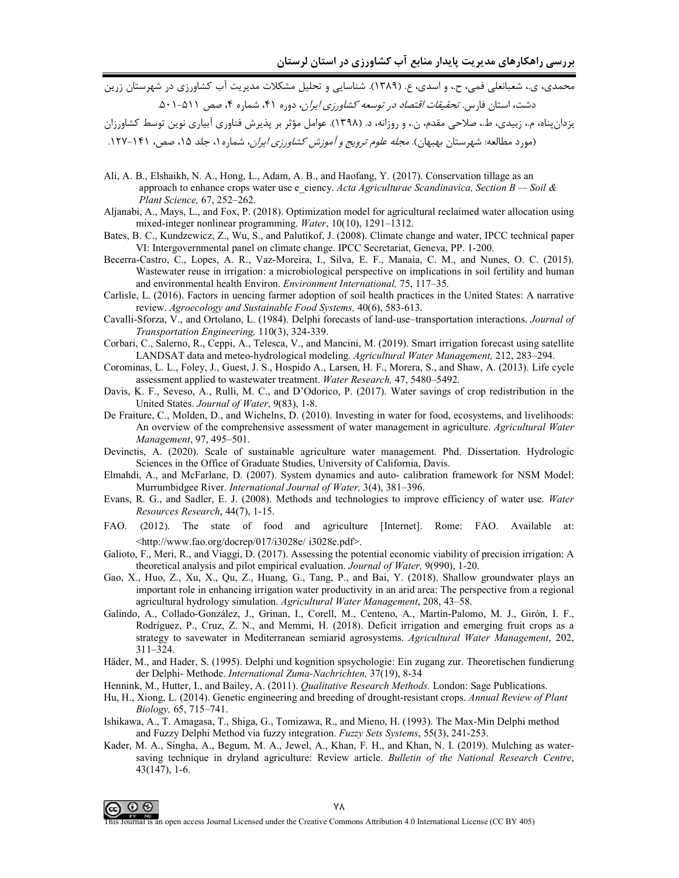محمدی، ی.، شعبانعلی فمی، ح.، و اسدی، ع. (۱۳۸۹). شناسایی و تحلیل مشکلات مدیریت آب کشاورزی در شهرستان زرین دشت، استان فارس. *تحقیقات اقتصاد در توسعه کشاورزی ایران*، دوره ۴۱، شماره ۴، صص ۵۱۱-۵۰۱.

یزدان‌پناه، م.، زبیدی، ط.، صلاحی مقدم، ن.، و روزانه، د. (۱۳۹۸). عوامل مؤثر بر پذیرش فناوری آبیاری نوین توسط کشاورزان (مورد مطالعه: شهرستان بهبهان). *مجله علوم ترویج و آموزش کشاورزی ایران*، شماره۱، جلد ۱۵، صص، ۱۴۱-۱۲۷.

Ali, A. B., Elshaikh, N. A., Hong, L., Adam, A. B., and Haofang, Y. (2017). Conservation tillage as an approach to enhance crops water use e_ciency. *Acta Agriculturae Scandinavica, Section B — Soil & Plant Science,* 67, 252–262.

Aljanabi, A., Mays, L., and Fox, P. (2018). Optimization model for agricultural reclaimed water allocation using mixed-integer nonlinear programming. *Water*, 10(10), 1291–1312.

Bates, B. C., Kundzewicz, Z., Wu, S., and Palutikof, J. (2008). Climate change and water, IPCC technical paper VI: Intergovernmental panel on climate change. IPCC Secretariat, Geneva, PP. 1-200.

Becerra-Castro, C., Lopes, A. R., Vaz-Moreira, I., Silva, E. F., Manaia, C. M., and Nunes, O. C. (2015). Wastewater reuse in irrigation: a microbiological perspective on implications in soil fertility and human and environmental health Environ. *Environment International,* 75, 117–35.

Carlisle, L. (2016). Factors in uencing farmer adoption of soil health practices in the United States: A narrative review. *Agroecology and Sustainable Food Systems,* 40(6), 583-613.

Cavalli-Sforza, V., and Ortolano, L. (1984). Delphi forecasts of land-use–transportation interactions. *Journal of Transportation Engineering,* 110(3), 324-339.

Corbari, C., Salerno, R., Ceppi, A., Telesca, V., and Mancini, M. (2019). Smart irrigation forecast using satellite LANDSAT data and meteo-hydrological modeling. *Agricultural Water Management,* 212, 283–294.

Corominas, L. L., Foley, J., Guest, J. S., Hospido A., Larsen, H. F., Morera, S., and Shaw, A. (2013). Life cycle assessment applied to wastewater treatment. *Water Research,* 47, 5480–5492.

Davis, K. F., Seveso, A., Rulli, M. C., and D'Odorico, P. (2017). Water savings of crop redistribution in the United States. *Journal of Water*, 9(83), 1-8.

De Fraiture, C., Molden, D., and Wichelns, D. (2010). Investing in water for food, ecosystems, and livelihoods: An overview of the comprehensive assessment of water management in agriculture. *Agricultural Water Management*, 97, 495–501.

Devinctis, A. (2020). Scale of sustainable agriculture water management. Phd. Dissertation. Hydrologic Sciences in the Office of Graduate Studies, University of California, Davis.

Elmahdi, A., and McFarlane, D. (2007). System dynamics and auto- calibration framework for NSM Model: Murrumbidgee River. *International Journal of Water,* 3(4), 381–396.

Evans, R. G., and Sadler, E. J. (2008). Methods and technologies to improve efficiency of water use. *Water Resources Research*, 44(7), 1-15.

FAO. (2012). The state of food and agriculture [Internet]. Rome: FAO. Available at: <http://www.fao.org/docrep/017/i3028e/ i3028e.pdf>.

Galioto, F., Meri, R., and Viaggi, D. (2017). Assessing the potential economic viability of precision irrigation: A theoretical analysis and pilot empirical evaluation. *Journal of Water,* 9(990), 1-20.

Gao, X., Huo, Z., Xu, X., Qu, Z., Huang, G., Tang, P., and Bai, Y. (2018). Shallow groundwater plays an important role in enhancing irrigation water productivity in an arid area: The perspective from a regional agricultural hydrology simulation. *Agricultural Water Management*, 208, 43–58.

Galindo, A., Collado-González, J., Grinan, I., Corell, M., Centeno, A., Martín-Palomo, M. J., Girón, I. F., Rodríguez, P., Cruz, Z. N., and Memmi, H. (2018). Deficit irrigation and emerging fruit crops as a strategy to savewater in Mediterranean semiarid agrosystems. *Agricultural Water Management*, 202, 311–324.

Häder, M., and Hader, S. (1995). Delphi und kognition spsychologie: Ein zugang zur. Theoretischen fundierung der Delphi- Methode. *International Zuma-Nachrichten,* 37(19), 8-34

Hennink, M., Hutter, I., and Bailey, A. (2011). *Qualitative Research Methods.* London: Sage Publications.

Hu, H., Xiong, L. (2014). Genetic engineering and breeding of drought-resistant crops. *Annual Review of Plant Biology,* 65, 715–741.

Ishikawa, A., T. Amagasa, T., Shiga, G., Tomizawa, R., and Mieno, H. (1993). The Max-Min Delphi method and Fuzzy Delphi Method via fuzzy integration. *Fuzzy Sets Systems*, 55(3), 241-253.

Kader, M. A., Singha, A., Begum, M. A., Jewel, A., Khan, F. H., and Khan, N. I. (2019). Mulching as water-saving technique in dryland agriculture: Review article. *Bulletin of the National Research Centre*, 43(147), 1-6.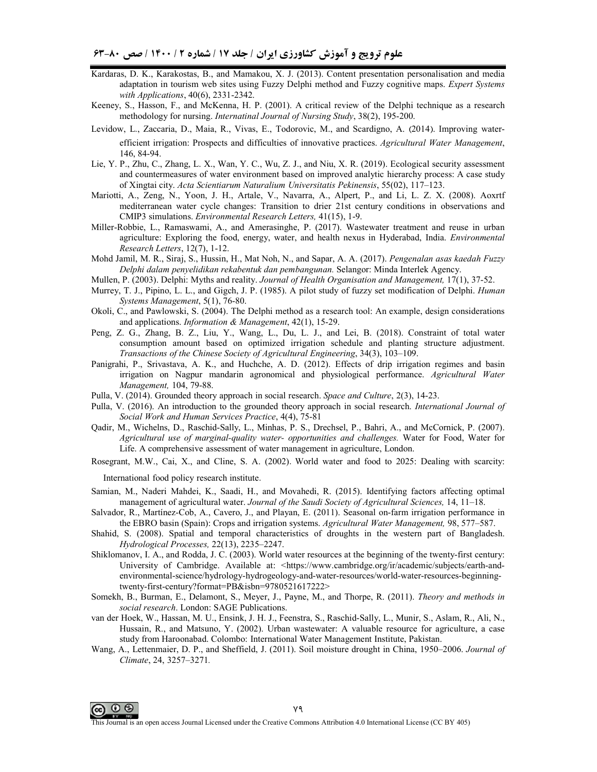Kardaras, D. K., Karakostas, B., and Mamakou, X. J. (2013). Content presentation personalisation and media adaptation in tourism web sites using Fuzzy Delphi method and Fuzzy cognitive maps. *Expert Systems with Applications*, 40(6), 2331-2342.

Keeney, S., Hasson, F., and McKenna, H. P. (2001). A critical review of the Delphi technique as a research methodology for nursing. *Internatinal Journal of Nursing Study*, 38(2), 195-200.

Levidow, L., Zaccaria, D., Maia, R., Vivas, E., Todorovic, M., and Scardigno, A. (2014). Improving water-efficient irrigation: Prospects and difficulties of innovative practices. *Agricultural Water Management*, 146, 84-94.

Lie, Y. P., Zhu, C., Zhang, L. X., Wan, Y. C., Wu, Z. J., and Niu, X. R. (2019). Ecological security assessment and countermeasures of water environment based on improved analytic hierarchy process: A case study of Xingtai city. *Acta Scientiarum Naturalium Universitatis Pekinensis*, 55(02), 117–123.

Mariotti, A., Zeng, N., Yoon, J. H., Artale, V., Navarra, A., Alpert, P., and Li, L. Z. X. (2008). Aoxrtf mediterranean water cycle changes: Transition to drier 21st century conditions in observations and CMIP3 simulations. *Environmental Research Letters,* 41(15), 1-9.

Miller-Robbie, L., Ramaswami, A., and Amerasinghe, P. (2017). Wastewater treatment and reuse in urban agriculture: Exploring the food, energy, water, and health nexus in Hyderabad, India. *Environmental Research Letters*, 12(7), 1-12.

Mohd Jamil, M. R., Siraj, S., Hussin, H., Mat Noh, N., and Sapar, A. A. (2017). *Pengenalan asas kaedah Fuzzy Delphi dalam penyelidikan rekabentuk dan pembangunan.* Selangor: Minda Interlek Agency.

Mullen, P. (2003). Delphi: Myths and reality. *Journal of Health Organisation and Management,* 17(1), 37-52.

Murrey, T. J., Pipino, L. L., and Gigch, J. P. (1985). A pilot study of fuzzy set modification of Delphi. *Human Systems Management*, 5(1), 76-80.

Okoli, C., and Pawlowski, S. (2004). The Delphi method as a research tool: An example, design considerations and applications. *Information & Management*, 42(1), 15-29.

Peng, Z. G., Zhang, B. Z., Liu, Y., Wang, L., Du, L. J., and Lei, B. (2018). Constraint of total water consumption amount based on optimized irrigation schedule and planting structure adjustment. *Transactions of the Chinese Society of Agricultural Engineering*, 34(3), 103–109.

Panigrahi, P., Srivastava, A. K., and Huchche, A. D. (2012). Effects of drip irrigation regimes and basin irrigation on Nagpur mandarin agronomical and physiological performance. *Agricultural Water Management,* 104, 79-88.

Pulla, V. (2014). Grounded theory approach in social research. *Space and Culture*, 2(3), 14-23.

Pulla, V. (2016). An introduction to the grounded theory approach in social research. *International Journal of Social Work and Human Services Practice*, 4(4), 75-81

Qadir, M., Wichelns, D., Raschid-Sally, L., Minhas, P. S., Drechsel, P., Bahri, A., and McCornick, P. (2007). *Agricultural use of marginal-quality water- opportunities and challenges.* Water for Food, Water for Life. A comprehensive assessment of water management in agriculture, London.

Rosegrant, M.W., Cai, X., and Cline, S. A. (2002). World water and food to 2025: Dealing with scarcity: International food policy research institute.

Samian, M., Naderi Mahdei, K., Saadi, H., and Movahedi, R. (2015). Identifying factors affecting optimal management of agricultural water. *Journal of the Saudi Society of Agricultural Sciences,* 14, 11–18.

Salvador, R., Martínez-Cob, A., Cavero, J., and Playan, E. (2011). Seasonal on-farm irrigation performance in the EBRO basin (Spain): Crops and irrigation systems. *Agricultural Water Management,* 98, 577–587.

Shahid, S. (2008). Spatial and temporal characteristics of droughts in the western part of Bangladesh. *Hydrological Processes,* 22(13), 2235–2247.

Shiklomanov, I. A., and Rodda, J. C. (2003). World water resources at the beginning of the twenty-first century: University of Cambridge. Available at: <https://www.cambridge.org/ir/academic/subjects/earth-and-environmental-science/hydrology-hydrogeology-and-water-resources/world-water-resources-beginning-twenty-first-century?format=PB&isbn=9780521617222>

Somekh, B., Burman, E., Delamont, S., Meyer, J., Payne, M., and Thorpe, R. (2011). *Theory and methods in social research*. London: SAGE Publications.

van der Hoek, W., Hassan, M. U., Ensink, J. H. J., Feenstra, S., Raschid-Sally, L., Munir, S., Aslam, R., Ali, N., Hussain, R., and Matsuno, Y. (2002). Urban wastewater: A valuable resource for agriculture, a case study from Haroonabad. Colombo: International Water Management Institute, Pakistan.

Wang, A., Lettenmaier, D. P., and Sheffield, J. (2011). Soil moisture drought in China, 1950–2006. *Journal of Climate*, 24, 3257–3271.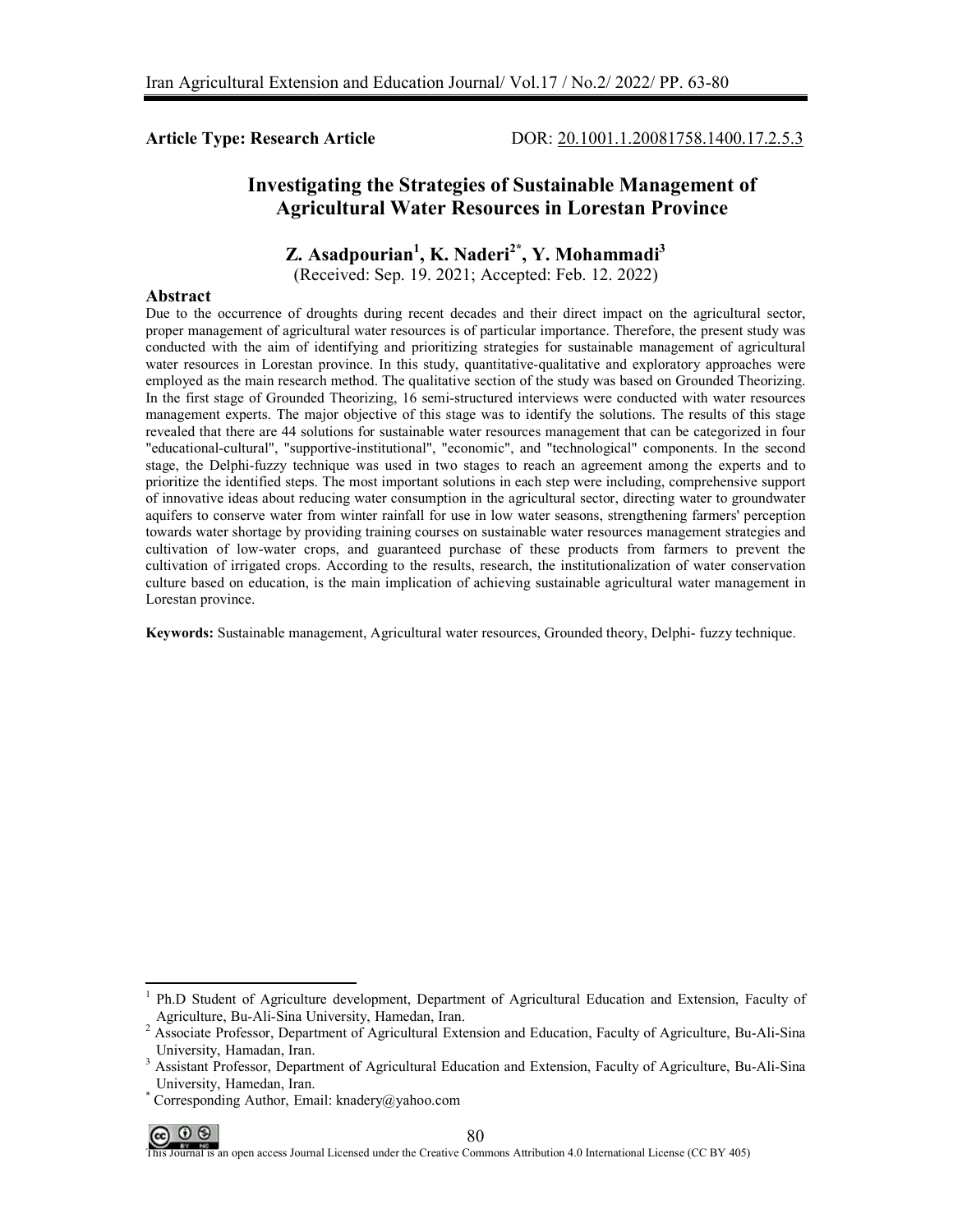**Article Type: Research Article** DOR: 20.1001.1.20081758.1400.17.2.5.3

# Investigating the Strategies of Sustainable Management of Agricultural Water Resources in Lorestan Province

**Z. Asadpourian[1], K. Naderi[2*], Y. Mohammadi[3]**

(Received: Sep. 19. 2021; Accepted: Feb. 12. 2022)

## Abstract

Due to the occurrence of droughts during recent decades and their direct impact on the agricultural sector, proper management of agricultural water resources is of particular importance. Therefore, the present study was conducted with the aim of identifying and prioritizing strategies for sustainable management of agricultural water resources in Lorestan province. In this study, quantitative-qualitative and exploratory approaches were employed as the main research method. The qualitative section of the study was based on Grounded Theorizing. In the first stage of Grounded Theorizing, 16 semi-structured interviews were conducted with water resources management experts. The major objective of this stage was to identify the solutions. The results of this stage revealed that there are 44 solutions for sustainable water resources management that can be categorized in four "educational-cultural", "supportive-institutional", "economic", and "technological" components. In the second stage, the Delphi-fuzzy technique was used in two stages to reach an agreement among the experts and to prioritize the identified steps. The most important solutions in each step were including, comprehensive support of innovative ideas about reducing water consumption in the agricultural sector, directing water to groundwater aquifers to conserve water from winter rainfall for use in low water seasons, strengthening farmers' perception towards water shortage by providing training courses on sustainable water resources management strategies and cultivation of low-water crops, and guaranteed purchase of these products from farmers to prevent the cultivation of irrigated crops. According to the results, research, the institutionalization of water conservation culture based on education, is the main implication of achieving sustainable agricultural water management in Lorestan province.

**Keywords:** Sustainable management, Agricultural water resources, Grounded theory, Delphi- fuzzy technique.

---

[1] Ph.D Student of Agriculture development, Department of Agricultural Education and Extension, Faculty of Agriculture, Bu-Ali-Sina University, Hamedan, Iran.

[2] Associate Professor, Department of Agricultural Extension and Education, Faculty of Agriculture, Bu-Ali-Sina University, Hamedan, Iran.

[3] Assistant Professor, Department of Agricultural Education and Extension, Faculty of Agriculture, Bu-Ali-Sina University, Hamedan, Iran.

[*] Corresponding Author, Email: knadery@yahoo.com

This Journal is an open access Journal Licensed under the Creative Commons Attribution 4.0 International License (CC BY 405)